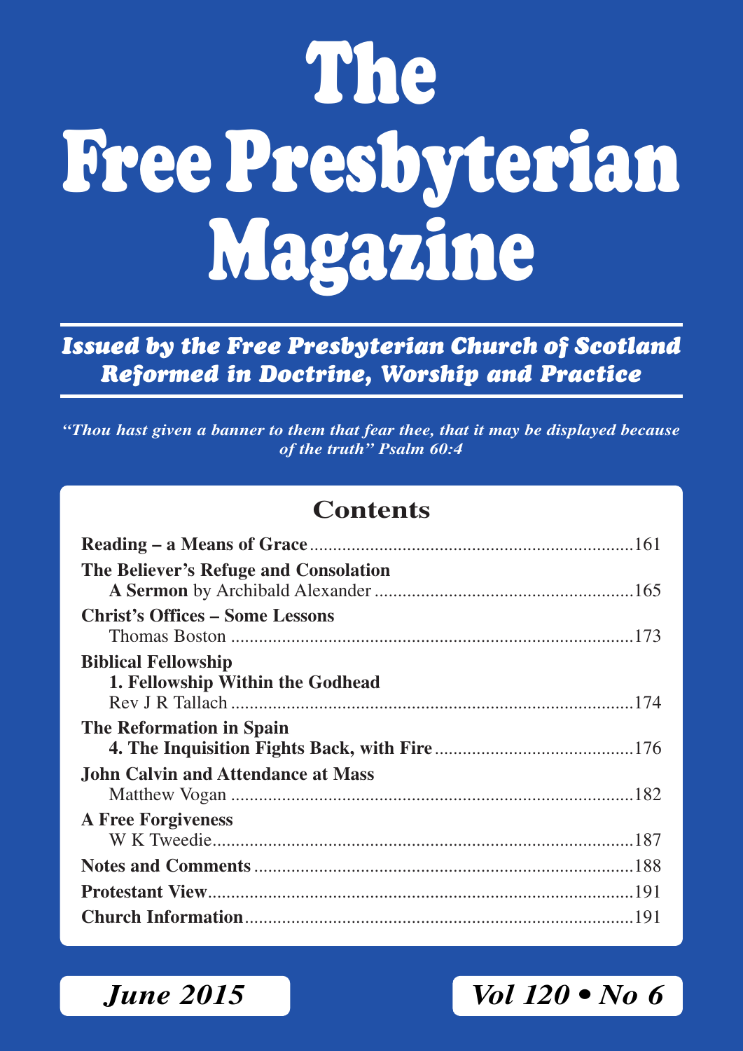# The Free Presbyterian Magazine

***Issued by the Free Presbyterian Church of Scotland***
***Reformed in Doctrine, Worship and Practice***

***"Thou hast given a banner to them that fear thee, that it may be displayed because of the truth" Psalm 60:4***

## Contents

**Reading – a Means of Grace** .....161

**The Believer's Refuge and Consolation**
**A Sermon** by Archibald Alexander .....165

**Christ's Offices – Some Lessons**
Thomas Boston .....173

**Biblical Fellowship**
**1. Fellowship Within the Godhead**
Rev J R Tallach .....174

**The Reformation in Spain**
**4. The Inquisition Fights Back, with Fire** .....176

**John Calvin and Attendance at Mass**
Matthew Vogan .....182

**A Free Forgiveness**
W K Tweedie .....187

**Notes and Comments** .....188

**Protestant View** .....191

**Church Information** .....191

***June 2015***

***Vol 120 • No 6***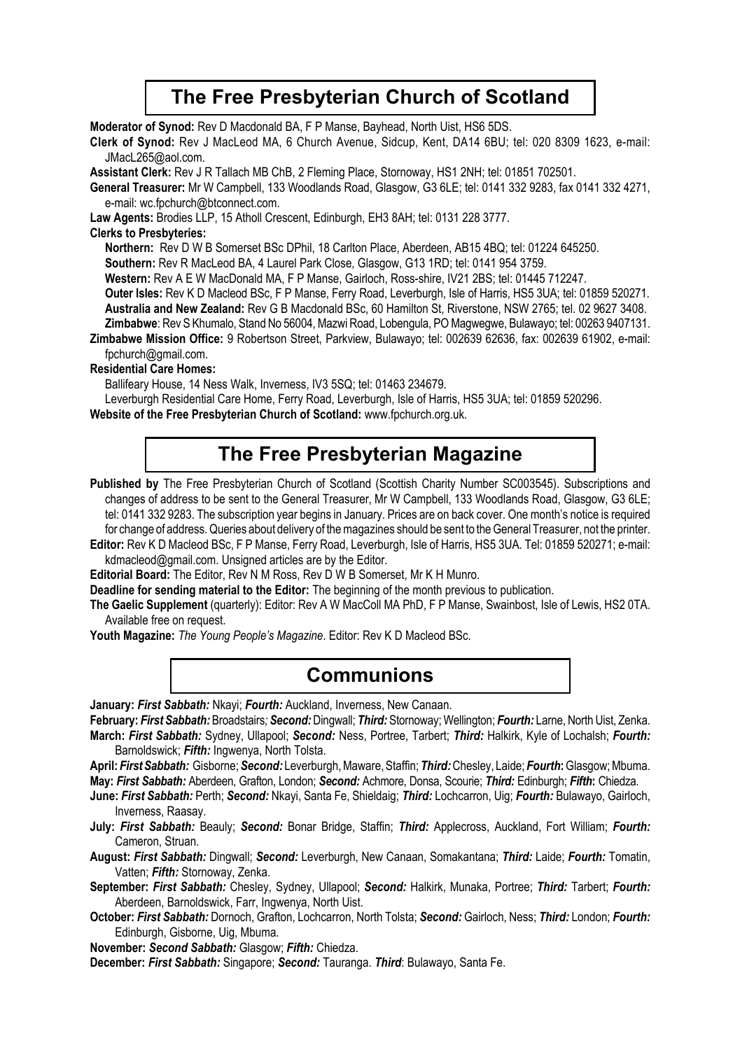## The Free Presbyterian Church of Scotland

**Moderator of Synod:** Rev D Macdonald BA, F P Manse, Bayhead, North Uist, HS6 5DS.

**Clerk of Synod:** Rev J MacLeod MA, 6 Church Avenue, Sidcup, Kent, DA14 6BU; tel: 020 8309 1623, e-mail: JMacL265@aol.com.

**Assistant Clerk:** Rev J R Tallach MB ChB, 2 Fleming Place, Stornoway, HS1 2NH; tel: 01851 702501.

**General Treasurer:** Mr W Campbell, 133 Woodlands Road, Glasgow, G3 6LE; tel: 0141 332 9283, fax 0141 332 4271, e-mail: wc.fpchurch@btconnect.com.

**Law Agents:** Brodies LLP, 15 Atholl Crescent, Edinburgh, EH3 8AH; tel: 0131 228 3777.

**Clerks to Presbyteries:**

**Northern:** Rev D W B Somerset BSc DPhil, 18 Carlton Place, Aberdeen, AB15 4BQ; tel: 01224 645250.

**Southern:** Rev R MacLeod BA, 4 Laurel Park Close, Glasgow, G13 1RD; tel: 0141 954 3759.

**Western:** Rev A E W MacDonald MA, F P Manse, Gairloch, Ross-shire, IV21 2BS; tel: 01445 712247.

**Outer Isles:** Rev K D Macleod BSc, F P Manse, Ferry Road, Leverburgh, Isle of Harris, HS5 3UA; tel: 01859 520271.

**Australia and New Zealand:** Rev G B Macdonald BSc, 60 Hamilton St, Riverstone, NSW 2765; tel. 02 9627 3408.

**Zimbabwe**: Rev S Khumalo, Stand No 56004, Mazwi Road, Lobengula, PO Magwegwe, Bulawayo; tel: 00263 9407131.

**Zimbabwe Mission Office:** 9 Robertson Street, Parkview, Bulawayo; tel: 002639 62636, fax: 002639 61902, e-mail: fpchurch@gmail.com.

**Residential Care Homes:**

Ballifeary House, 14 Ness Walk, Inverness, IV3 5SQ; tel: 01463 234679.

Leverburgh Residential Care Home, Ferry Road, Leverburgh, Isle of Harris, HS5 3UA; tel: 01859 520296.

**Website of the Free Presbyterian Church of Scotland:** www.fpchurch.org.uk.

## The Free Presbyterian Magazine

**Published by** The Free Presbyterian Church of Scotland (Scottish Charity Number SC003545). Subscriptions and changes of address to be sent to the General Treasurer, Mr W Campbell, 133 Woodlands Road, Glasgow, G3 6LE; tel: 0141 332 9283. The subscription year begins in January. Prices are on back cover. One month's notice is required for change of address. Queries about delivery of the magazines should be sent to the General Treasurer, not the printer.

**Editor:** Rev K D Macleod BSc, F P Manse, Ferry Road, Leverburgh, Isle of Harris, HS5 3UA. Tel: 01859 520271; e-mail: kdmacleod@gmail.com. Unsigned articles are by the Editor.

**Editorial Board:** The Editor, Rev N M Ross, Rev D W B Somerset, Mr K H Munro.

**Deadline for sending material to the Editor:** The beginning of the month previous to publication.

**The Gaelic Supplement** (quarterly): Editor: Rev A W MacColl MA PhD, F P Manse, Swainbost, Isle of Lewis, HS2 0TA. Available free on request.

**Youth Magazine:** *The Young People's Magazine*. Editor: Rev K D Macleod BSc.

## Communions

**January:** ***First Sabbath:*** Nkayi; ***Fourth:*** Auckland, Inverness, New Canaan.

**February:** ***First Sabbath:*** Broadstairs; ***Second:*** Dingwall; ***Third:*** Stornoway; Wellington; ***Fourth:*** Larne, North Uist, Zenka.

**March:** ***First Sabbath:*** Sydney, Ullapool; ***Second:*** Ness, Portree, Tarbert; ***Third:*** Halkirk, Kyle of Lochalsh; ***Fourth:*** Barnoldswick; ***Fifth:*** Ingwenya, North Tolsta.

**April:** ***First Sabbath:*** Gisborne; ***Second:*** Leverburgh, Maware, Staffin; ***Third:*** Chesley, Laide; ***Fourth*:** Glasgow; Mbuma.

**May:** ***First Sabbath:*** Aberdeen, Grafton, London; ***Second:*** Achmore, Donsa, Scourie; ***Third:*** Edinburgh; ***Fifth*:** Chiedza.

**June:** ***First Sabbath:*** Perth; ***Second:*** Nkayi, Santa Fe, Shieldaig; ***Third:*** Lochcarron, Uig; ***Fourth:*** Bulawayo, Gairloch, Inverness, Raasay.

**July:** ***First Sabbath:*** Beauly; ***Second:*** Bonar Bridge, Staffin; ***Third:*** Applecross, Auckland, Fort William; ***Fourth:*** Cameron, Struan.

**August:** ***First Sabbath:*** Dingwall; ***Second:*** Leverburgh, New Canaan, Somakantana; ***Third:*** Laide; ***Fourth:*** Tomatin, Vatten; ***Fifth:*** Stornoway, Zenka.

**September:** ***First Sabbath:*** Chesley, Sydney, Ullapool; ***Second:*** Halkirk, Munaka, Portree; ***Third:*** Tarbert; ***Fourth:*** Aberdeen, Barnoldswick, Farr, Ingwenya, North Uist.

**October:** ***First Sabbath:*** Dornoch, Grafton, Lochcarron, North Tolsta; ***Second:*** Gairloch, Ness; ***Third:*** London; ***Fourth:*** Edinburgh, Gisborne, Uig, Mbuma.

**November:** ***Second Sabbath:*** Glasgow; ***Fifth:*** Chiedza.

**December:** ***First Sabbath:*** Singapore; ***Second:*** Tauranga. ***Third***: Bulawayo, Santa Fe.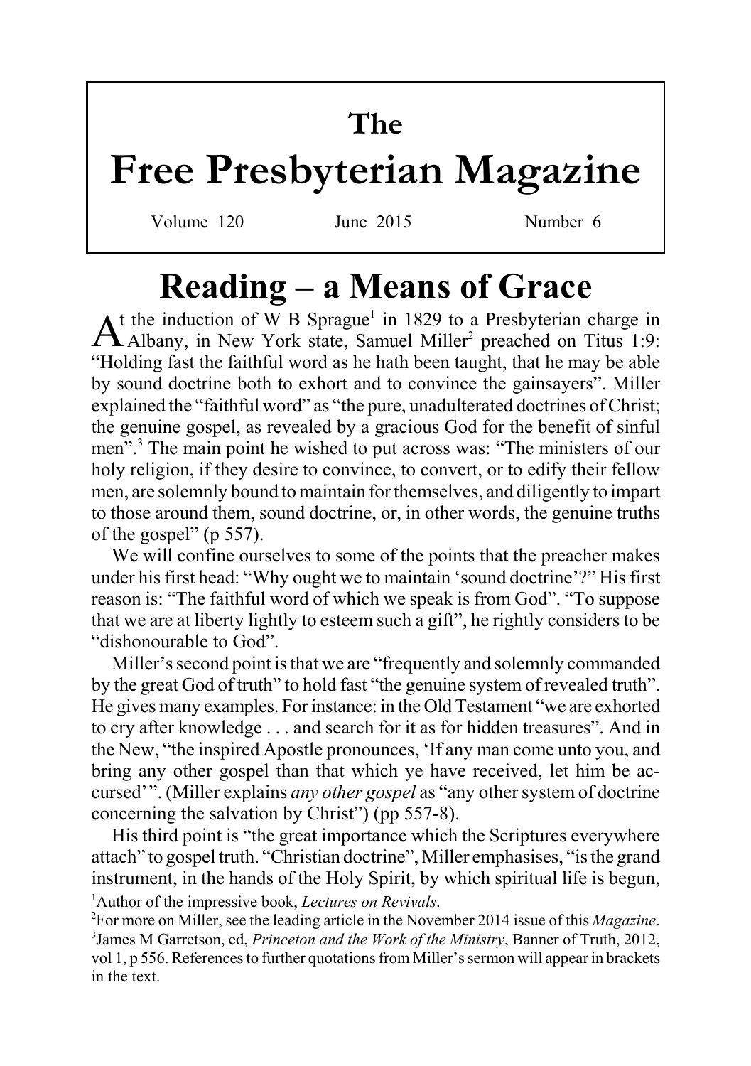# The Free Presbyterian Magazine

Volume 120 June 2015 Number 6

## Reading – a Means of Grace

At the induction of W B Sprague[1] in 1829 to a Presbyterian charge in Albany, in New York state, Samuel Miller[2] preached on Titus 1:9: "Holding fast the faithful word as he hath been taught, that he may be able by sound doctrine both to exhort and to convince the gainsayers". Miller explained the "faithful word" as "the pure, unadulterated doctrines of Christ; the genuine gospel, as revealed by a gracious God for the benefit of sinful men".[3] The main point he wished to put across was: "The ministers of our holy religion, if they desire to convince, to convert, or to edify their fellow men, are solemnly bound to maintain for themselves, and diligently to impart to those around them, sound doctrine, or, in other words, the genuine truths of the gospel" (p 557).

We will confine ourselves to some of the points that the preacher makes under his first head: "Why ought we to maintain 'sound doctrine'?" His first reason is: "The faithful word of which we speak is from God". "To suppose that we are at liberty lightly to esteem such a gift", he rightly considers to be "dishonourable to God".

Miller's second point is that we are "frequently and solemnly commanded by the great God of truth" to hold fast "the genuine system of revealed truth". He gives many examples. For instance: in the Old Testament "we are exhorted to cry after knowledge . . . and search for it as for hidden treasures". And in the New, "the inspired Apostle pronounces, 'If any man come unto you, and bring any other gospel than that which ye have received, let him be accursed'". (Miller explains *any other gospel* as "any other system of doctrine concerning the salvation by Christ") (pp 557-8).

His third point is "the great importance which the Scriptures everywhere attach" to gospel truth. "Christian doctrine", Miller emphasises, "is the grand instrument, in the hands of the Holy Spirit, by which spiritual life is begun,

[1]Author of the impressive book, *Lectures on Revivals*.
[2]For more on Miller, see the leading article in the November 2014 issue of this *Magazine*.
[3]James M Garretson, ed, *Princeton and the Work of the Ministry*, Banner of Truth, 2012, vol 1, p 556. References to further quotations from Miller's sermon will appear in brackets in the text.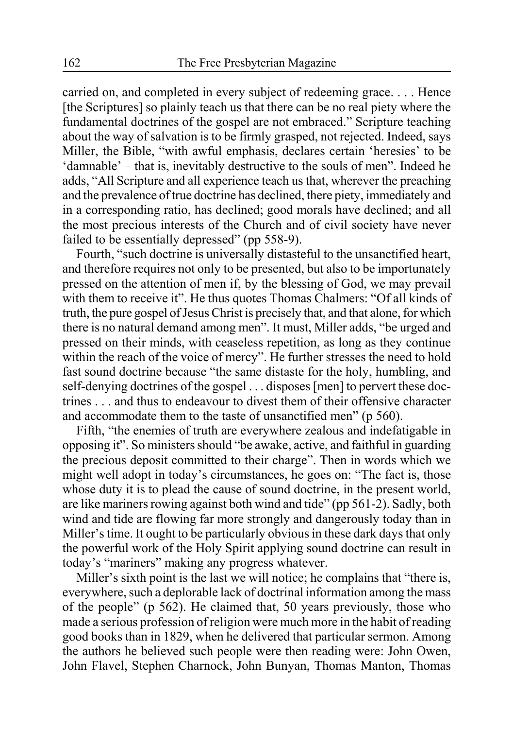carried on, and completed in every subject of redeeming grace. . . . Hence [the Scriptures] so plainly teach us that there can be no real piety where the fundamental doctrines of the gospel are not embraced." Scripture teaching about the way of salvation is to be firmly grasped, not rejected. Indeed, says Miller, the Bible, "with awful emphasis, declares certain 'heresies' to be 'damnable' – that is, inevitably destructive to the souls of men". Indeed he adds, "All Scripture and all experience teach us that, wherever the preaching and the prevalence of true doctrine has declined, there piety, immediately and in a corresponding ratio, has declined; good morals have declined; and all the most precious interests of the Church and of civil society have never failed to be essentially depressed" (pp 558-9).

Fourth, "such doctrine is universally distasteful to the unsanctified heart, and therefore requires not only to be presented, but also to be importunately pressed on the attention of men if, by the blessing of God, we may prevail with them to receive it". He thus quotes Thomas Chalmers: "Of all kinds of truth, the pure gospel of Jesus Christ is precisely that, and that alone, for which there is no natural demand among men". It must, Miller adds, "be urged and pressed on their minds, with ceaseless repetition, as long as they continue within the reach of the voice of mercy". He further stresses the need to hold fast sound doctrine because "the same distaste for the holy, humbling, and self-denying doctrines of the gospel . . . disposes [men] to pervert these doctrines . . . and thus to endeavour to divest them of their offensive character and accommodate them to the taste of unsanctified men" (p 560).

Fifth, "the enemies of truth are everywhere zealous and indefatigable in opposing it". So ministers should "be awake, active, and faithful in guarding the precious deposit committed to their charge". Then in words which we might well adopt in today's circumstances, he goes on: "The fact is, those whose duty it is to plead the cause of sound doctrine, in the present world, are like mariners rowing against both wind and tide" (pp 561-2). Sadly, both wind and tide are flowing far more strongly and dangerously today than in Miller's time. It ought to be particularly obvious in these dark days that only the powerful work of the Holy Spirit applying sound doctrine can result in today's "mariners" making any progress whatever.

Miller's sixth point is the last we will notice; he complains that "there is, everywhere, such a deplorable lack of doctrinal information among the mass of the people" (p 562). He claimed that, 50 years previously, those who made a serious profession of religion were much more in the habit of reading good books than in 1829, when he delivered that particular sermon. Among the authors he believed such people were then reading were: John Owen, John Flavel, Stephen Charnock, John Bunyan, Thomas Manton, Thomas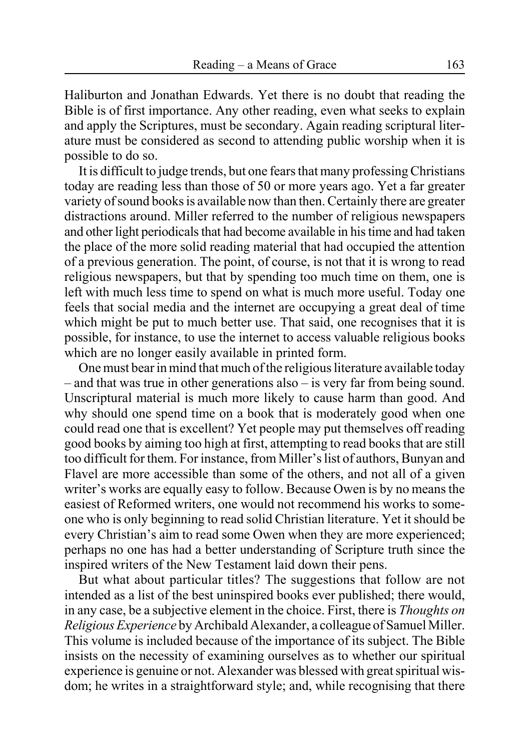Haliburton and Jonathan Edwards. Yet there is no doubt that reading the Bible is of first importance. Any other reading, even what seeks to explain and apply the Scriptures, must be secondary. Again reading scriptural literature must be considered as second to attending public worship when it is possible to do so.

It is difficult to judge trends, but one fears that many professing Christians today are reading less than those of 50 or more years ago. Yet a far greater variety of sound books is available now than then. Certainly there are greater distractions around. Miller referred to the number of religious newspapers and other light periodicals that had become available in his time and had taken the place of the more solid reading material that had occupied the attention of a previous generation. The point, of course, is not that it is wrong to read religious newspapers, but that by spending too much time on them, one is left with much less time to spend on what is much more useful. Today one feels that social media and the internet are occupying a great deal of time which might be put to much better use. That said, one recognises that it is possible, for instance, to use the internet to access valuable religious books which are no longer easily available in printed form.

One must bear in mind that much of the religious literature available today – and that was true in other generations also – is very far from being sound. Unscriptural material is much more likely to cause harm than good. And why should one spend time on a book that is moderately good when one could read one that is excellent? Yet people may put themselves off reading good books by aiming too high at first, attempting to read books that are still too difficult for them. For instance, from Miller's list of authors, Bunyan and Flavel are more accessible than some of the others, and not all of a given writer's works are equally easy to follow. Because Owen is by no means the easiest of Reformed writers, one would not recommend his works to someone who is only beginning to read solid Christian literature. Yet it should be every Christian's aim to read some Owen when they are more experienced; perhaps no one has had a better understanding of Scripture truth since the inspired writers of the New Testament laid down their pens.

But what about particular titles? The suggestions that follow are not intended as a list of the best uninspired books ever published; there would, in any case, be a subjective element in the choice. First, there is *Thoughts on Religious Experience* by Archibald Alexander, a colleague of Samuel Miller. This volume is included because of the importance of its subject. The Bible insists on the necessity of examining ourselves as to whether our spiritual experience is genuine or not. Alexander was blessed with great spiritual wisdom; he writes in a straightforward style; and, while recognising that there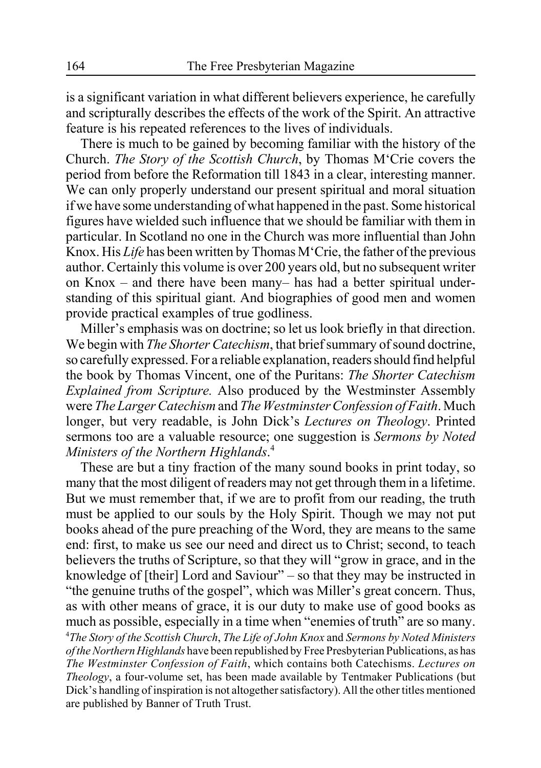is a significant variation in what different believers experience, he carefully and scripturally describes the effects of the work of the Spirit. An attractive feature is his repeated references to the lives of individuals.

There is much to be gained by becoming familiar with the history of the Church. *The Story of the Scottish Church*, by Thomas M‘Crie covers the period from before the Reformation till 1843 in a clear, interesting manner. We can only properly understand our present spiritual and moral situation if we have some understanding of what happened in the past. Some historical figures have wielded such influence that we should be familiar with them in particular. In Scotland no one in the Church was more influential than John Knox. His *Life* has been written by Thomas M‘Crie, the father of the previous author. Certainly this volume is over 200 years old, but no subsequent writer on Knox – and there have been many– has had a better spiritual understanding of this spiritual giant. And biographies of good men and women provide practical examples of true godliness.

Miller's emphasis was on doctrine; so let us look briefly in that direction. We begin with *The Shorter Catechism*, that brief summary of sound doctrine, so carefully expressed. For a reliable explanation, readers should find helpful the book by Thomas Vincent, one of the Puritans: *The Shorter Catechism Explained from Scripture.* Also produced by the Westminster Assembly were *The Larger Catechism* and *The Westminster Confession of Faith*. Much longer, but very readable, is John Dick's *Lectures on Theology*. Printed sermons too are a valuable resource; one suggestion is *Sermons by Noted Ministers of the Northern Highlands*.[4]

These are but a tiny fraction of the many sound books in print today, so many that the most diligent of readers may not get through them in a lifetime. But we must remember that, if we are to profit from our reading, the truth must be applied to our souls by the Holy Spirit. Though we may not put books ahead of the pure preaching of the Word, they are means to the same end: first, to make us see our need and direct us to Christ; second, to teach believers the truths of Scripture, so that they will "grow in grace, and in the knowledge of [their] Lord and Saviour" – so that they may be instructed in "the genuine truths of the gospel", which was Miller's great concern. Thus, as with other means of grace, it is our duty to make use of good books as much as possible, especially in a time when "enemies of truth" are so many.

[4]*The Story of the Scottish Church*, *The Life of John Knox* and *Sermons by Noted Ministers of the Northern Highlands* have been republished by Free Presbyterian Publications, as has *The Westminster Confession of Faith*, which contains both Catechisms. *Lectures on Theology*, a four-volume set, has been made available by Tentmaker Publications (but Dick's handling of inspiration is not altogether satisfactory). All the other titles mentioned are published by Banner of Truth Trust.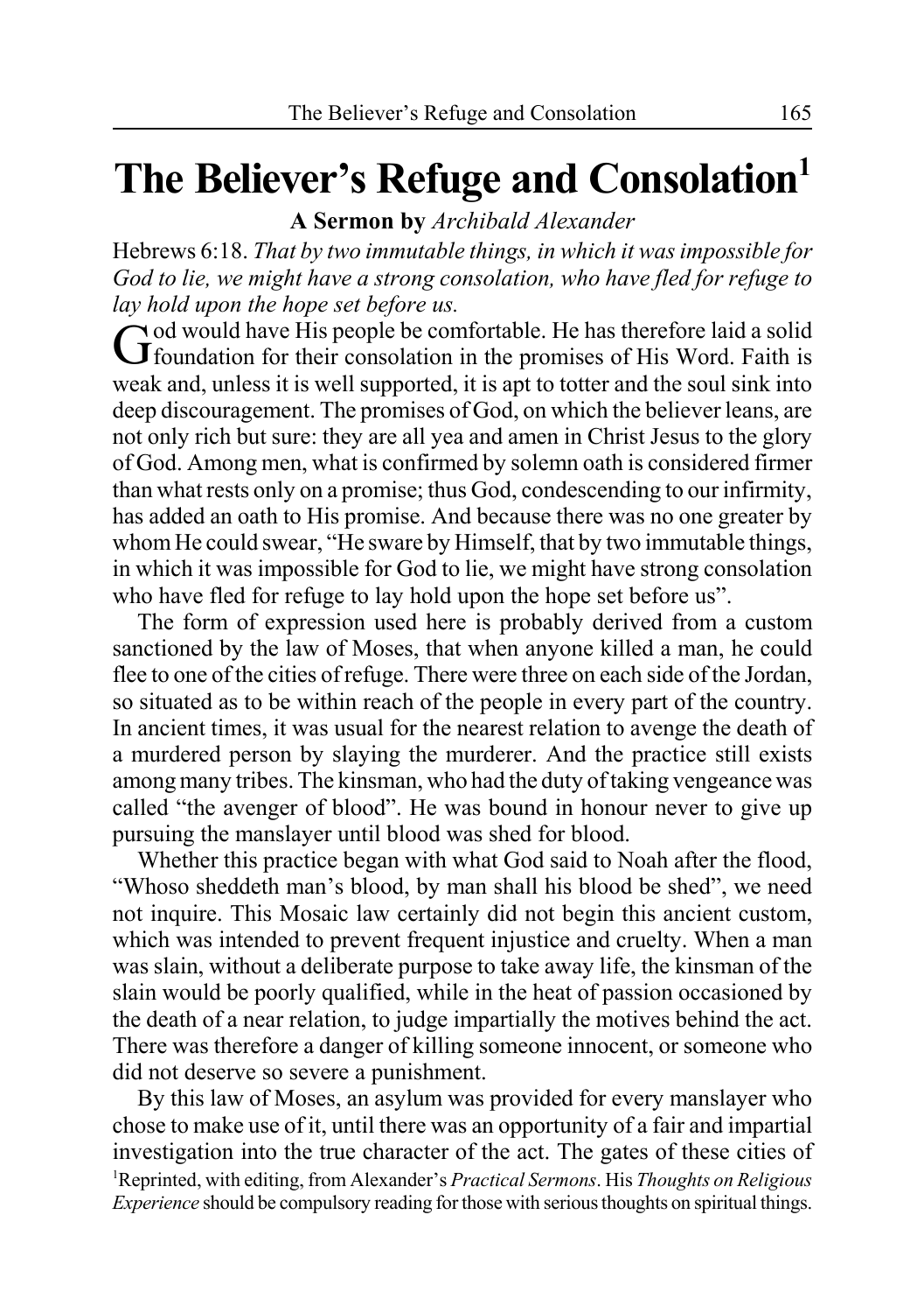# The Believer's Refuge and Consolation[1]

**A Sermon by** *Archibald Alexander*

Hebrews 6:18. *That by two immutable things, in which it was impossible for God to lie, we might have a strong consolation, who have fled for refuge to lay hold upon the hope set before us.*

God would have His people be comfortable. He has therefore laid a solid foundation for their consolation in the promises of His Word. Faith is weak and, unless it is well supported, it is apt to totter and the soul sink into deep discouragement. The promises of God, on which the believer leans, are not only rich but sure: they are all yea and amen in Christ Jesus to the glory of God. Among men, what is confirmed by solemn oath is considered firmer than what rests only on a promise; thus God, condescending to our infirmity, has added an oath to His promise. And because there was no one greater by whom He could swear, "He sware by Himself, that by two immutable things, in which it was impossible for God to lie, we might have strong consolation who have fled for refuge to lay hold upon the hope set before us".

The form of expression used here is probably derived from a custom sanctioned by the law of Moses, that when anyone killed a man, he could flee to one of the cities of refuge. There were three on each side of the Jordan, so situated as to be within reach of the people in every part of the country. In ancient times, it was usual for the nearest relation to avenge the death of a murdered person by slaying the murderer. And the practice still exists among many tribes. The kinsman, who had the duty of taking vengeance was called "the avenger of blood". He was bound in honour never to give up pursuing the manslayer until blood was shed for blood.

Whether this practice began with what God said to Noah after the flood, "Whoso sheddeth man's blood, by man shall his blood be shed", we need not inquire. This Mosaic law certainly did not begin this ancient custom, which was intended to prevent frequent injustice and cruelty. When a man was slain, without a deliberate purpose to take away life, the kinsman of the slain would be poorly qualified, while in the heat of passion occasioned by the death of a near relation, to judge impartially the motives behind the act. There was therefore a danger of killing someone innocent, or someone who did not deserve so severe a punishment.

By this law of Moses, an asylum was provided for every manslayer who chose to make use of it, until there was an opportunity of a fair and impartial investigation into the true character of the act. The gates of these cities of

[1]Reprinted, with editing, from Alexander's *Practical Sermons*. His *Thoughts on Religious Experience* should be compulsory reading for those with serious thoughts on spiritual things.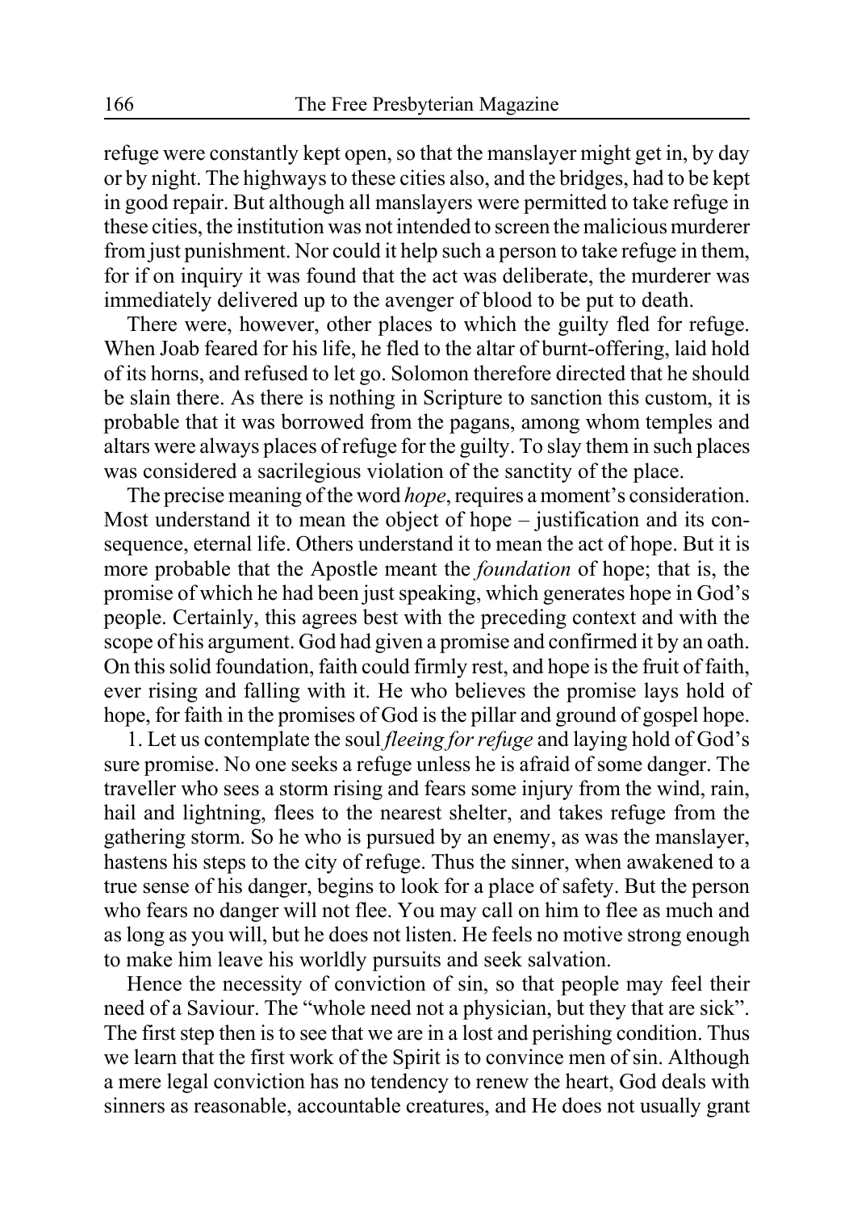refuge were constantly kept open, so that the manslayer might get in, by day or by night. The highways to these cities also, and the bridges, had to be kept in good repair. But although all manslayers were permitted to take refuge in these cities, the institution was not intended to screen the malicious murderer from just punishment. Nor could it help such a person to take refuge in them, for if on inquiry it was found that the act was deliberate, the murderer was immediately delivered up to the avenger of blood to be put to death.

There were, however, other places to which the guilty fled for refuge. When Joab feared for his life, he fled to the altar of burnt-offering, laid hold of its horns, and refused to let go. Solomon therefore directed that he should be slain there. As there is nothing in Scripture to sanction this custom, it is probable that it was borrowed from the pagans, among whom temples and altars were always places of refuge for the guilty. To slay them in such places was considered a sacrilegious violation of the sanctity of the place.

The precise meaning of the word *hope*, requires a moment's consideration. Most understand it to mean the object of hope – justification and its consequence, eternal life. Others understand it to mean the act of hope. But it is more probable that the Apostle meant the *foundation* of hope; that is, the promise of which he had been just speaking, which generates hope in God's people. Certainly, this agrees best with the preceding context and with the scope of his argument. God had given a promise and confirmed it by an oath. On this solid foundation, faith could firmly rest, and hope is the fruit of faith, ever rising and falling with it. He who believes the promise lays hold of hope, for faith in the promises of God is the pillar and ground of gospel hope.

1. Let us contemplate the soul *fleeing for refuge* and laying hold of God's sure promise. No one seeks a refuge unless he is afraid of some danger. The traveller who sees a storm rising and fears some injury from the wind, rain, hail and lightning, flees to the nearest shelter, and takes refuge from the gathering storm. So he who is pursued by an enemy, as was the manslayer, hastens his steps to the city of refuge. Thus the sinner, when awakened to a true sense of his danger, begins to look for a place of safety. But the person who fears no danger will not flee. You may call on him to flee as much and as long as you will, but he does not listen. He feels no motive strong enough to make him leave his worldly pursuits and seek salvation.

Hence the necessity of conviction of sin, so that people may feel their need of a Saviour. The "whole need not a physician, but they that are sick". The first step then is to see that we are in a lost and perishing condition. Thus we learn that the first work of the Spirit is to convince men of sin. Although a mere legal conviction has no tendency to renew the heart, God deals with sinners as reasonable, accountable creatures, and He does not usually grant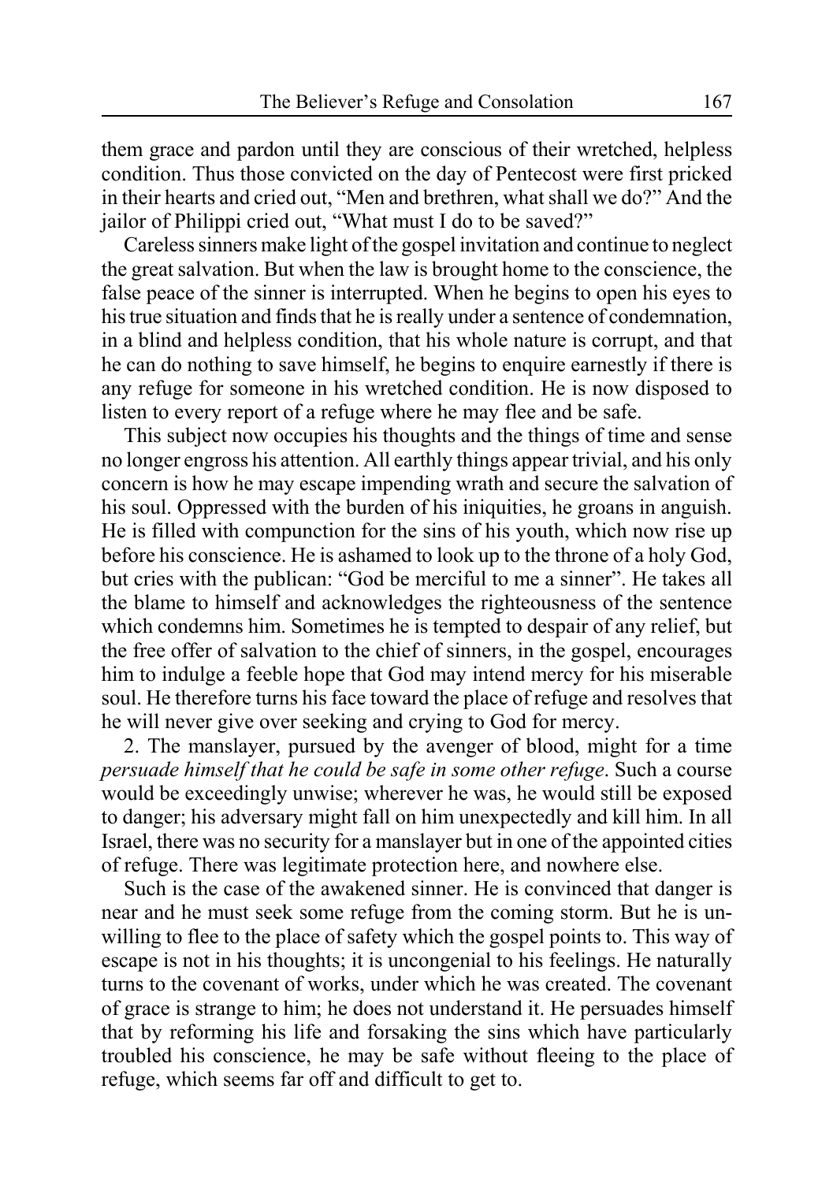them grace and pardon until they are conscious of their wretched, helpless condition. Thus those convicted on the day of Pentecost were first pricked in their hearts and cried out, "Men and brethren, what shall we do?" And the jailor of Philippi cried out, "What must I do to be saved?"

Careless sinners make light of the gospel invitation and continue to neglect the great salvation. But when the law is brought home to the conscience, the false peace of the sinner is interrupted. When he begins to open his eyes to his true situation and finds that he is really under a sentence of condemnation, in a blind and helpless condition, that his whole nature is corrupt, and that he can do nothing to save himself, he begins to enquire earnestly if there is any refuge for someone in his wretched condition. He is now disposed to listen to every report of a refuge where he may flee and be safe.

This subject now occupies his thoughts and the things of time and sense no longer engross his attention. All earthly things appear trivial, and his only concern is how he may escape impending wrath and secure the salvation of his soul. Oppressed with the burden of his iniquities, he groans in anguish. He is filled with compunction for the sins of his youth, which now rise up before his conscience. He is ashamed to look up to the throne of a holy God, but cries with the publican: "God be merciful to me a sinner". He takes all the blame to himself and acknowledges the righteousness of the sentence which condemns him. Sometimes he is tempted to despair of any relief, but the free offer of salvation to the chief of sinners, in the gospel, encourages him to indulge a feeble hope that God may intend mercy for his miserable soul. He therefore turns his face toward the place of refuge and resolves that he will never give over seeking and crying to God for mercy.

2. The manslayer, pursued by the avenger of blood, might for a time *persuade himself that he could be safe in some other refuge*. Such a course would be exceedingly unwise; wherever he was, he would still be exposed to danger; his adversary might fall on him unexpectedly and kill him. In all Israel, there was no security for a manslayer but in one of the appointed cities of refuge. There was legitimate protection here, and nowhere else.

Such is the case of the awakened sinner. He is convinced that danger is near and he must seek some refuge from the coming storm. But he is unwilling to flee to the place of safety which the gospel points to. This way of escape is not in his thoughts; it is uncongenial to his feelings. He naturally turns to the covenant of works, under which he was created. The covenant of grace is strange to him; he does not understand it. He persuades himself that by reforming his life and forsaking the sins which have particularly troubled his conscience, he may be safe without fleeing to the place of refuge, which seems far off and difficult to get to.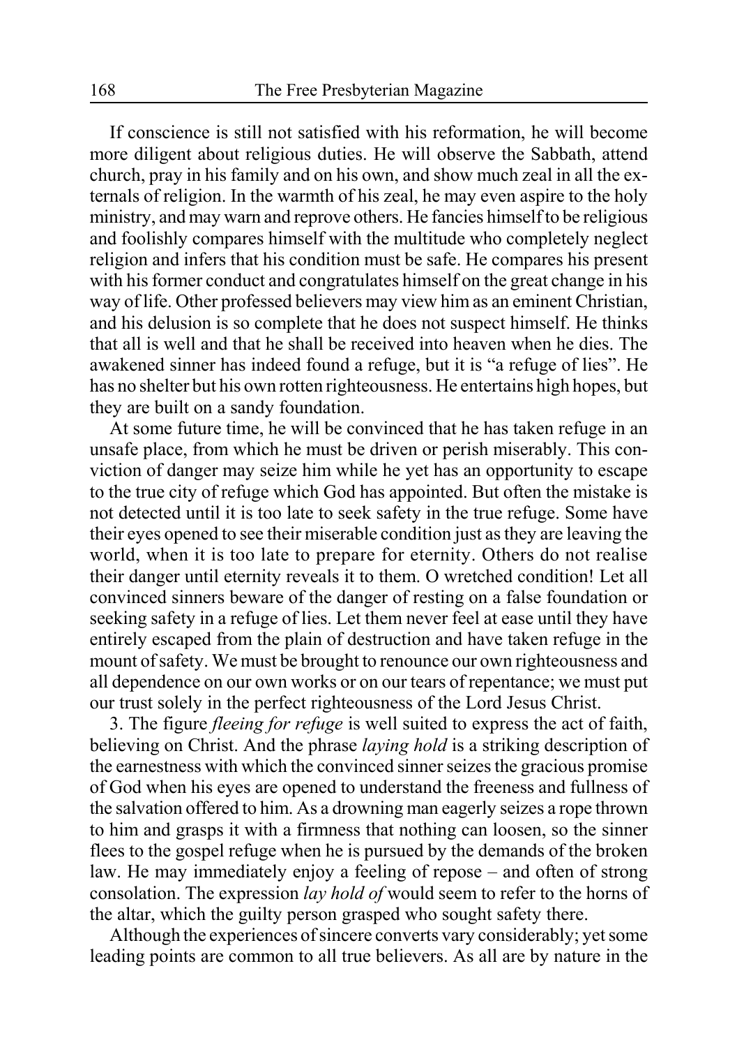If conscience is still not satisfied with his reformation, he will become more diligent about religious duties. He will observe the Sabbath, attend church, pray in his family and on his own, and show much zeal in all the externals of religion. In the warmth of his zeal, he may even aspire to the holy ministry, and may warn and reprove others. He fancies himself to be religious and foolishly compares himself with the multitude who completely neglect religion and infers that his condition must be safe. He compares his present with his former conduct and congratulates himself on the great change in his way of life. Other professed believers may view him as an eminent Christian, and his delusion is so complete that he does not suspect himself. He thinks that all is well and that he shall be received into heaven when he dies. The awakened sinner has indeed found a refuge, but it is "a refuge of lies". He has no shelter but his own rotten righteousness. He entertains high hopes, but they are built on a sandy foundation.

At some future time, he will be convinced that he has taken refuge in an unsafe place, from which he must be driven or perish miserably. This conviction of danger may seize him while he yet has an opportunity to escape to the true city of refuge which God has appointed. But often the mistake is not detected until it is too late to seek safety in the true refuge. Some have their eyes opened to see their miserable condition just as they are leaving the world, when it is too late to prepare for eternity. Others do not realise their danger until eternity reveals it to them. O wretched condition! Let all convinced sinners beware of the danger of resting on a false foundation or seeking safety in a refuge of lies. Let them never feel at ease until they have entirely escaped from the plain of destruction and have taken refuge in the mount of safety. We must be brought to renounce our own righteousness and all dependence on our own works or on our tears of repentance; we must put our trust solely in the perfect righteousness of the Lord Jesus Christ.

3. The figure *fleeing for refuge* is well suited to express the act of faith, believing on Christ. And the phrase *laying hold* is a striking description of the earnestness with which the convinced sinner seizes the gracious promise of God when his eyes are opened to understand the freeness and fullness of the salvation offered to him. As a drowning man eagerly seizes a rope thrown to him and grasps it with a firmness that nothing can loosen, so the sinner flees to the gospel refuge when he is pursued by the demands of the broken law. He may immediately enjoy a feeling of repose – and often of strong consolation. The expression *lay hold of* would seem to refer to the horns of the altar, which the guilty person grasped who sought safety there.

Although the experiences of sincere converts vary considerably; yet some leading points are common to all true believers. As all are by nature in the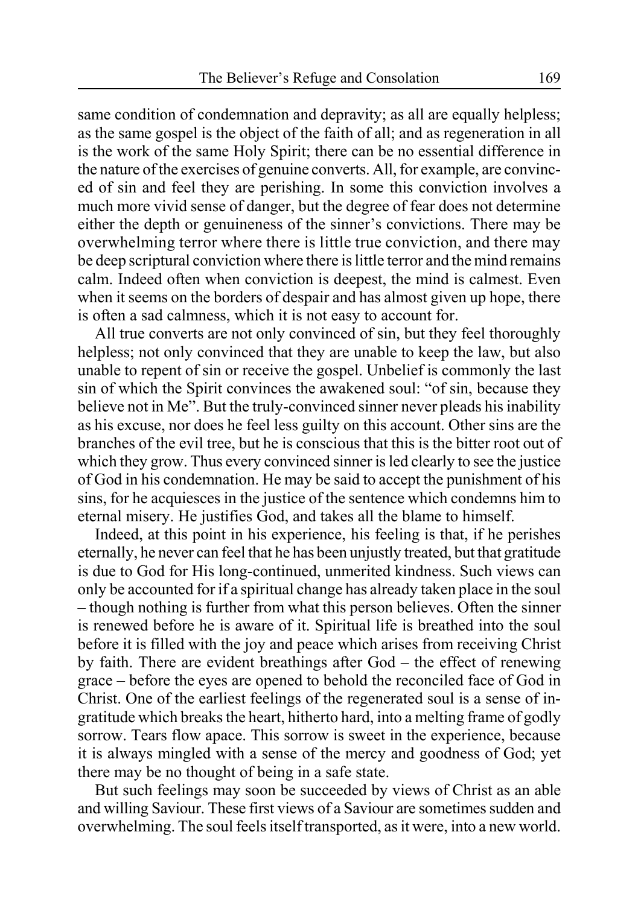same condition of condemnation and depravity; as all are equally helpless; as the same gospel is the object of the faith of all; and as regeneration in all is the work of the same Holy Spirit; there can be no essential difference in the nature of the exercises of genuine converts. All, for example, are convinced of sin and feel they are perishing. In some this conviction involves a much more vivid sense of danger, but the degree of fear does not determine either the depth or genuineness of the sinner's convictions. There may be overwhelming terror where there is little true conviction, and there may be deep scriptural conviction where there is little terror and the mind remains calm. Indeed often when conviction is deepest, the mind is calmest. Even when it seems on the borders of despair and has almost given up hope, there is often a sad calmness, which it is not easy to account for.

All true converts are not only convinced of sin, but they feel thoroughly helpless; not only convinced that they are unable to keep the law, but also unable to repent of sin or receive the gospel. Unbelief is commonly the last sin of which the Spirit convinces the awakened soul: "of sin, because they believe not in Me". But the truly-convinced sinner never pleads his inability as his excuse, nor does he feel less guilty on this account. Other sins are the branches of the evil tree, but he is conscious that this is the bitter root out of which they grow. Thus every convinced sinner is led clearly to see the justice of God in his condemnation. He may be said to accept the punishment of his sins, for he acquiesces in the justice of the sentence which condemns him to eternal misery. He justifies God, and takes all the blame to himself.

Indeed, at this point in his experience, his feeling is that, if he perishes eternally, he never can feel that he has been unjustly treated, but that gratitude is due to God for His long-continued, unmerited kindness. Such views can only be accounted for if a spiritual change has already taken place in the soul – though nothing is further from what this person believes. Often the sinner is renewed before he is aware of it. Spiritual life is breathed into the soul before it is filled with the joy and peace which arises from receiving Christ by faith. There are evident breathings after God – the effect of renewing grace – before the eyes are opened to behold the reconciled face of God in Christ. One of the earliest feelings of the regenerated soul is a sense of ingratitude which breaks the heart, hitherto hard, into a melting frame of godly sorrow. Tears flow apace. This sorrow is sweet in the experience, because it is always mingled with a sense of the mercy and goodness of God; yet there may be no thought of being in a safe state.

But such feelings may soon be succeeded by views of Christ as an able and willing Saviour. These first views of a Saviour are sometimes sudden and overwhelming. The soul feels itself transported, as it were, into a new world.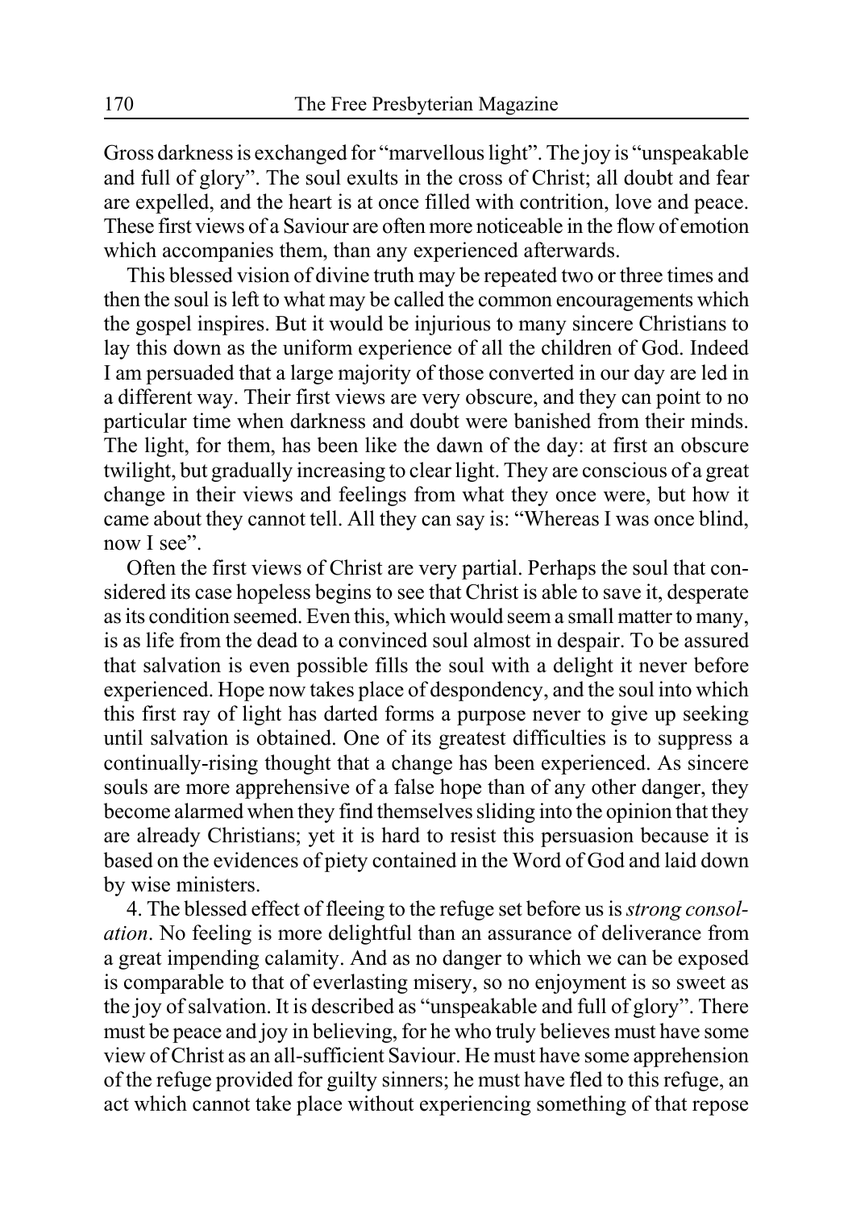Gross darkness is exchanged for "marvellous light". The joy is "unspeakable and full of glory". The soul exults in the cross of Christ; all doubt and fear are expelled, and the heart is at once filled with contrition, love and peace. These first views of a Saviour are often more noticeable in the flow of emotion which accompanies them, than any experienced afterwards.

This blessed vision of divine truth may be repeated two or three times and then the soul is left to what may be called the common encouragements which the gospel inspires. But it would be injurious to many sincere Christians to lay this down as the uniform experience of all the children of God. Indeed I am persuaded that a large majority of those converted in our day are led in a different way. Their first views are very obscure, and they can point to no particular time when darkness and doubt were banished from their minds. The light, for them, has been like the dawn of the day: at first an obscure twilight, but gradually increasing to clear light. They are conscious of a great change in their views and feelings from what they once were, but how it came about they cannot tell. All they can say is: "Whereas I was once blind, now I see".

Often the first views of Christ are very partial. Perhaps the soul that considered its case hopeless begins to see that Christ is able to save it, desperate as its condition seemed. Even this, which would seem a small matter to many, is as life from the dead to a convinced soul almost in despair. To be assured that salvation is even possible fills the soul with a delight it never before experienced. Hope now takes place of despondency, and the soul into which this first ray of light has darted forms a purpose never to give up seeking until salvation is obtained. One of its greatest difficulties is to suppress a continually-rising thought that a change has been experienced. As sincere souls are more apprehensive of a false hope than of any other danger, they become alarmed when they find themselves sliding into the opinion that they are already Christians; yet it is hard to resist this persuasion because it is based on the evidences of piety contained in the Word of God and laid down by wise ministers.

4. The blessed effect of fleeing to the refuge set before us is *strong consolation*. No feeling is more delightful than an assurance of deliverance from a great impending calamity. And as no danger to which we can be exposed is comparable to that of everlasting misery, so no enjoyment is so sweet as the joy of salvation. It is described as "unspeakable and full of glory". There must be peace and joy in believing, for he who truly believes must have some view of Christ as an all-sufficient Saviour. He must have some apprehension of the refuge provided for guilty sinners; he must have fled to this refuge, an act which cannot take place without experiencing something of that repose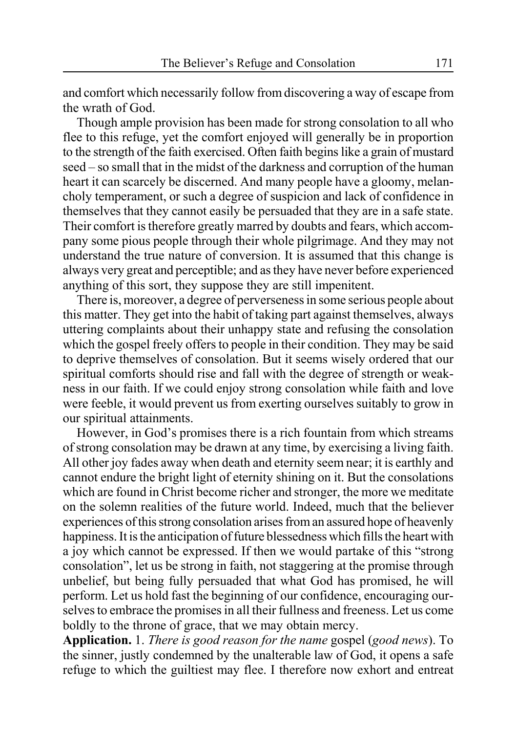and comfort which necessarily follow from discovering a way of escape from the wrath of God.

Though ample provision has been made for strong consolation to all who flee to this refuge, yet the comfort enjoyed will generally be in proportion to the strength of the faith exercised. Often faith begins like a grain of mustard seed – so small that in the midst of the darkness and corruption of the human heart it can scarcely be discerned. And many people have a gloomy, melancholy temperament, or such a degree of suspicion and lack of confidence in themselves that they cannot easily be persuaded that they are in a safe state. Their comfort is therefore greatly marred by doubts and fears, which accompany some pious people through their whole pilgrimage. And they may not understand the true nature of conversion. It is assumed that this change is always very great and perceptible; and as they have never before experienced anything of this sort, they suppose they are still impenitent.

There is, moreover, a degree of perverseness in some serious people about this matter. They get into the habit of taking part against themselves, always uttering complaints about their unhappy state and refusing the consolation which the gospel freely offers to people in their condition. They may be said to deprive themselves of consolation. But it seems wisely ordered that our spiritual comforts should rise and fall with the degree of strength or weakness in our faith. If we could enjoy strong consolation while faith and love were feeble, it would prevent us from exerting ourselves suitably to grow in our spiritual attainments.

However, in God's promises there is a rich fountain from which streams of strong consolation may be drawn at any time, by exercising a living faith. All other joy fades away when death and eternity seem near; it is earthly and cannot endure the bright light of eternity shining on it. But the consolations which are found in Christ become richer and stronger, the more we meditate on the solemn realities of the future world. Indeed, much that the believer experiences of this strong consolation arises from an assured hope of heavenly happiness. It is the anticipation of future blessedness which fills the heart with a joy which cannot be expressed. If then we would partake of this "strong consolation", let us be strong in faith, not staggering at the promise through unbelief, but being fully persuaded that what God has promised, he will perform. Let us hold fast the beginning of our confidence, encouraging ourselves to embrace the promises in all their fullness and freeness. Let us come boldly to the throne of grace, that we may obtain mercy.

**Application.** 1. *There is good reason for the name* gospel (*good news*). To the sinner, justly condemned by the unalterable law of God, it opens a safe refuge to which the guiltiest may flee. I therefore now exhort and entreat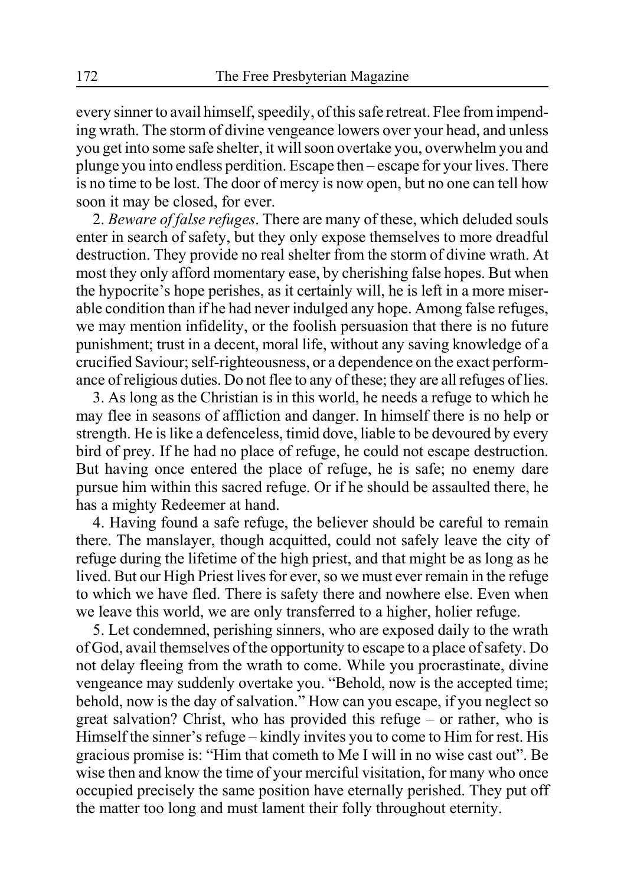every sinner to avail himself, speedily, of this safe retreat. Flee from impending wrath. The storm of divine vengeance lowers over your head, and unless you get into some safe shelter, it will soon overtake you, overwhelm you and plunge you into endless perdition. Escape then – escape for your lives. There is no time to be lost. The door of mercy is now open, but no one can tell how soon it may be closed, for ever.

2. *Beware of false refuges*. There are many of these, which deluded souls enter in search of safety, but they only expose themselves to more dreadful destruction. They provide no real shelter from the storm of divine wrath. At most they only afford momentary ease, by cherishing false hopes. But when the hypocrite's hope perishes, as it certainly will, he is left in a more miserable condition than if he had never indulged any hope. Among false refuges, we may mention infidelity, or the foolish persuasion that there is no future punishment; trust in a decent, moral life, without any saving knowledge of a crucified Saviour; self-righteousness, or a dependence on the exact performance of religious duties. Do not flee to any of these; they are all refuges of lies.

3. As long as the Christian is in this world, he needs a refuge to which he may flee in seasons of affliction and danger. In himself there is no help or strength. He is like a defenceless, timid dove, liable to be devoured by every bird of prey. If he had no place of refuge, he could not escape destruction. But having once entered the place of refuge, he is safe; no enemy dare pursue him within this sacred refuge. Or if he should be assaulted there, he has a mighty Redeemer at hand.

4. Having found a safe refuge, the believer should be careful to remain there. The manslayer, though acquitted, could not safely leave the city of refuge during the lifetime of the high priest, and that might be as long as he lived. But our High Priest lives for ever, so we must ever remain in the refuge to which we have fled. There is safety there and nowhere else. Even when we leave this world, we are only transferred to a higher, holier refuge.

5. Let condemned, perishing sinners, who are exposed daily to the wrath of God, avail themselves of the opportunity to escape to a place of safety. Do not delay fleeing from the wrath to come. While you procrastinate, divine vengeance may suddenly overtake you. "Behold, now is the accepted time; behold, now is the day of salvation." How can you escape, if you neglect so great salvation? Christ, who has provided this refuge – or rather, who is Himself the sinner's refuge – kindly invites you to come to Him for rest. His gracious promise is: "Him that cometh to Me I will in no wise cast out". Be wise then and know the time of your merciful visitation, for many who once occupied precisely the same position have eternally perished. They put off the matter too long and must lament their folly throughout eternity.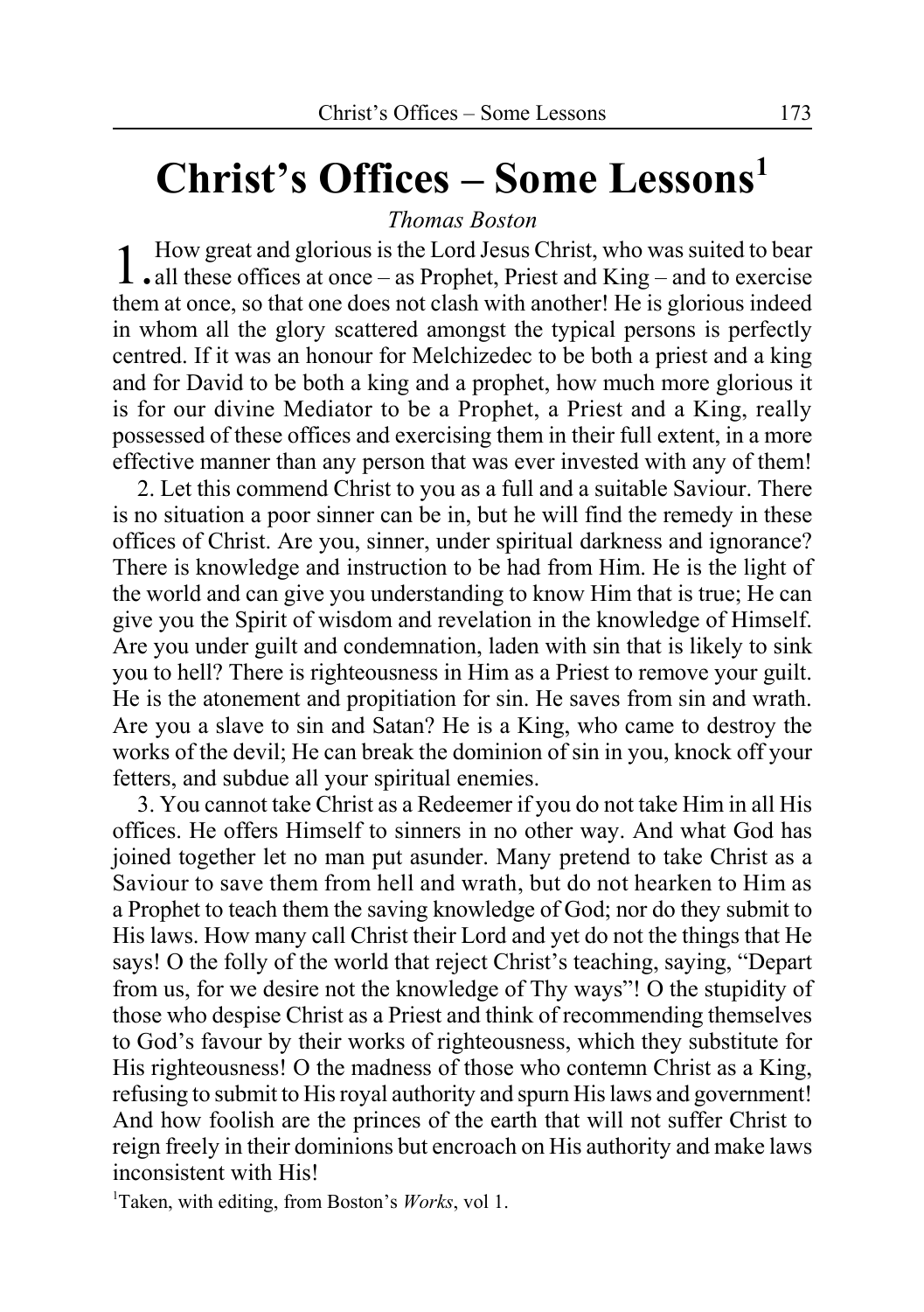# Christ's Offices – Some Lessons[1]

*Thomas Boston*

1. How great and glorious is the Lord Jesus Christ, who was suited to bear all these offices at once – as Prophet, Priest and King – and to exercise them at once, so that one does not clash with another! He is glorious indeed in whom all the glory scattered amongst the typical persons is perfectly centred. If it was an honour for Melchizedec to be both a priest and a king and for David to be both a king and a prophet, how much more glorious it is for our divine Mediator to be a Prophet, a Priest and a King, really possessed of these offices and exercising them in their full extent, in a more effective manner than any person that was ever invested with any of them!

2. Let this commend Christ to you as a full and a suitable Saviour. There is no situation a poor sinner can be in, but he will find the remedy in these offices of Christ. Are you, sinner, under spiritual darkness and ignorance? There is knowledge and instruction to be had from Him. He is the light of the world and can give you understanding to know Him that is true; He can give you the Spirit of wisdom and revelation in the knowledge of Himself. Are you under guilt and condemnation, laden with sin that is likely to sink you to hell? There is righteousness in Him as a Priest to remove your guilt. He is the atonement and propitiation for sin. He saves from sin and wrath. Are you a slave to sin and Satan? He is a King, who came to destroy the works of the devil; He can break the dominion of sin in you, knock off your fetters, and subdue all your spiritual enemies.

3. You cannot take Christ as a Redeemer if you do not take Him in all His offices. He offers Himself to sinners in no other way. And what God has joined together let no man put asunder. Many pretend to take Christ as a Saviour to save them from hell and wrath, but do not hearken to Him as a Prophet to teach them the saving knowledge of God; nor do they submit to His laws. How many call Christ their Lord and yet do not the things that He says! O the folly of the world that reject Christ's teaching, saying, "Depart from us, for we desire not the knowledge of Thy ways"! O the stupidity of those who despise Christ as a Priest and think of recommending themselves to God's favour by their works of righteousness, which they substitute for His righteousness! O the madness of those who contemn Christ as a King, refusing to submit to His royal authority and spurn His laws and government! And how foolish are the princes of the earth that will not suffer Christ to reign freely in their dominions but encroach on His authority and make laws inconsistent with His!

[1]Taken, with editing, from Boston's *Works*, vol 1.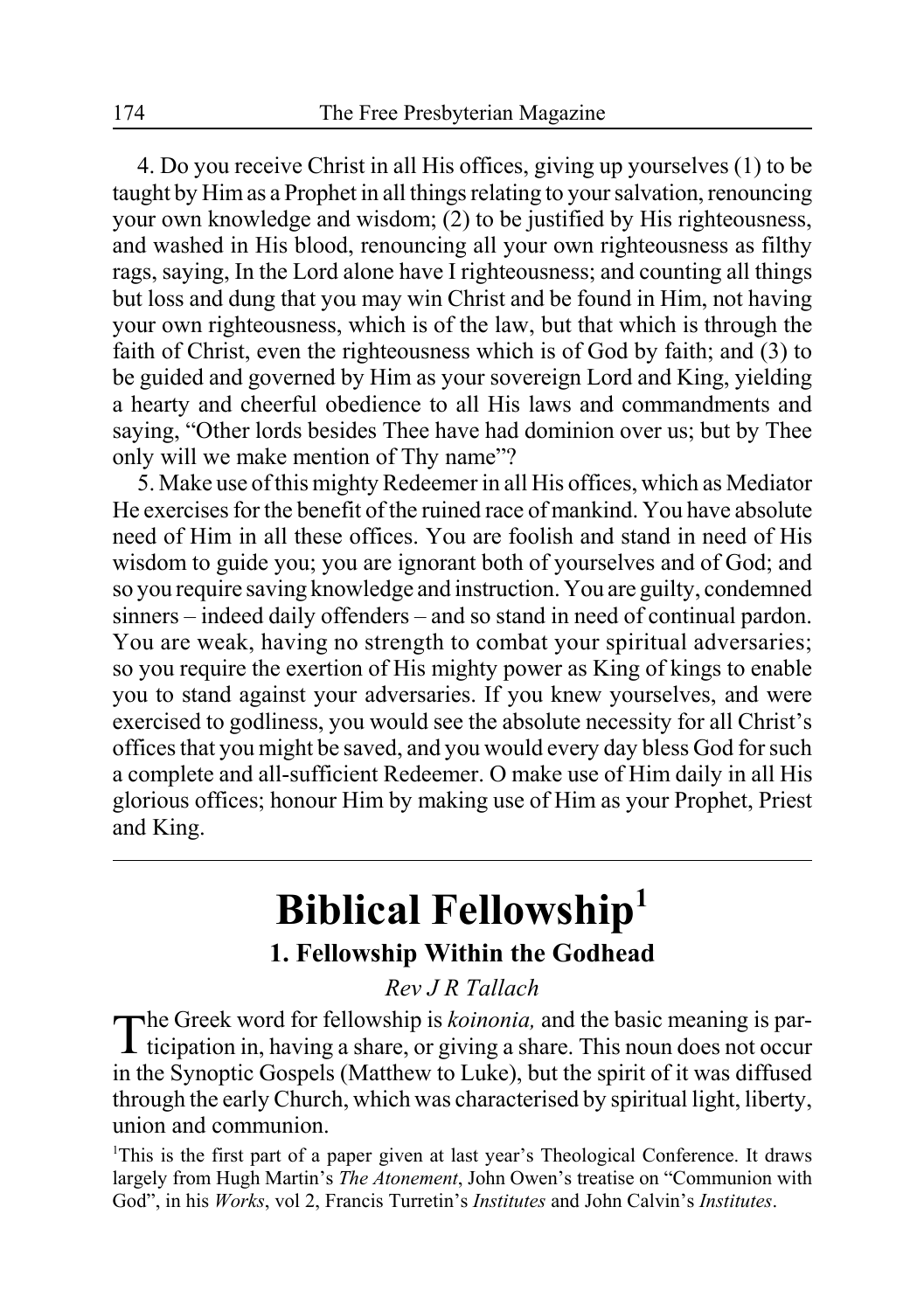4. Do you receive Christ in all His offices, giving up yourselves (1) to be taught by Him as a Prophet in all things relating to your salvation, renouncing your own knowledge and wisdom; (2) to be justified by His righteousness, and washed in His blood, renouncing all your own righteousness as filthy rags, saying, In the Lord alone have I righteousness; and counting all things but loss and dung that you may win Christ and be found in Him, not having your own righteousness, which is of the law, but that which is through the faith of Christ, even the righteousness which is of God by faith; and (3) to be guided and governed by Him as your sovereign Lord and King, yielding a hearty and cheerful obedience to all His laws and commandments and saying, "Other lords besides Thee have had dominion over us; but by Thee only will we make mention of Thy name"?

5. Make use of this mighty Redeemer in all His offices, which as Mediator He exercises for the benefit of the ruined race of mankind. You have absolute need of Him in all these offices. You are foolish and stand in need of His wisdom to guide you; you are ignorant both of yourselves and of God; and so you require saving knowledge and instruction. You are guilty, condemned sinners – indeed daily offenders – and so stand in need of continual pardon. You are weak, having no strength to combat your spiritual adversaries; so you require the exertion of His mighty power as King of kings to enable you to stand against your adversaries. If you knew yourselves, and were exercised to godliness, you would see the absolute necessity for all Christ's offices that you might be saved, and you would every day bless God for such a complete and all-sufficient Redeemer. O make use of Him daily in all His glorious offices; honour Him by making use of Him as your Prophet, Priest and King.

---

# Biblical Fellowship[1]

## 1. Fellowship Within the Godhead

*Rev J R Tallach*

The Greek word for fellowship is *koinonia,* and the basic meaning is participation in, having a share, or giving a share. This noun does not occur in the Synoptic Gospels (Matthew to Luke), but the spirit of it was diffused through the early Church, which was characterised by spiritual light, liberty, union and communion.

[1]This is the first part of a paper given at last year's Theological Conference. It draws largely from Hugh Martin's *The Atonement*, John Owen's treatise on "Communion with God", in his *Works*, vol 2, Francis Turretin's *Institutes* and John Calvin's *Institutes*.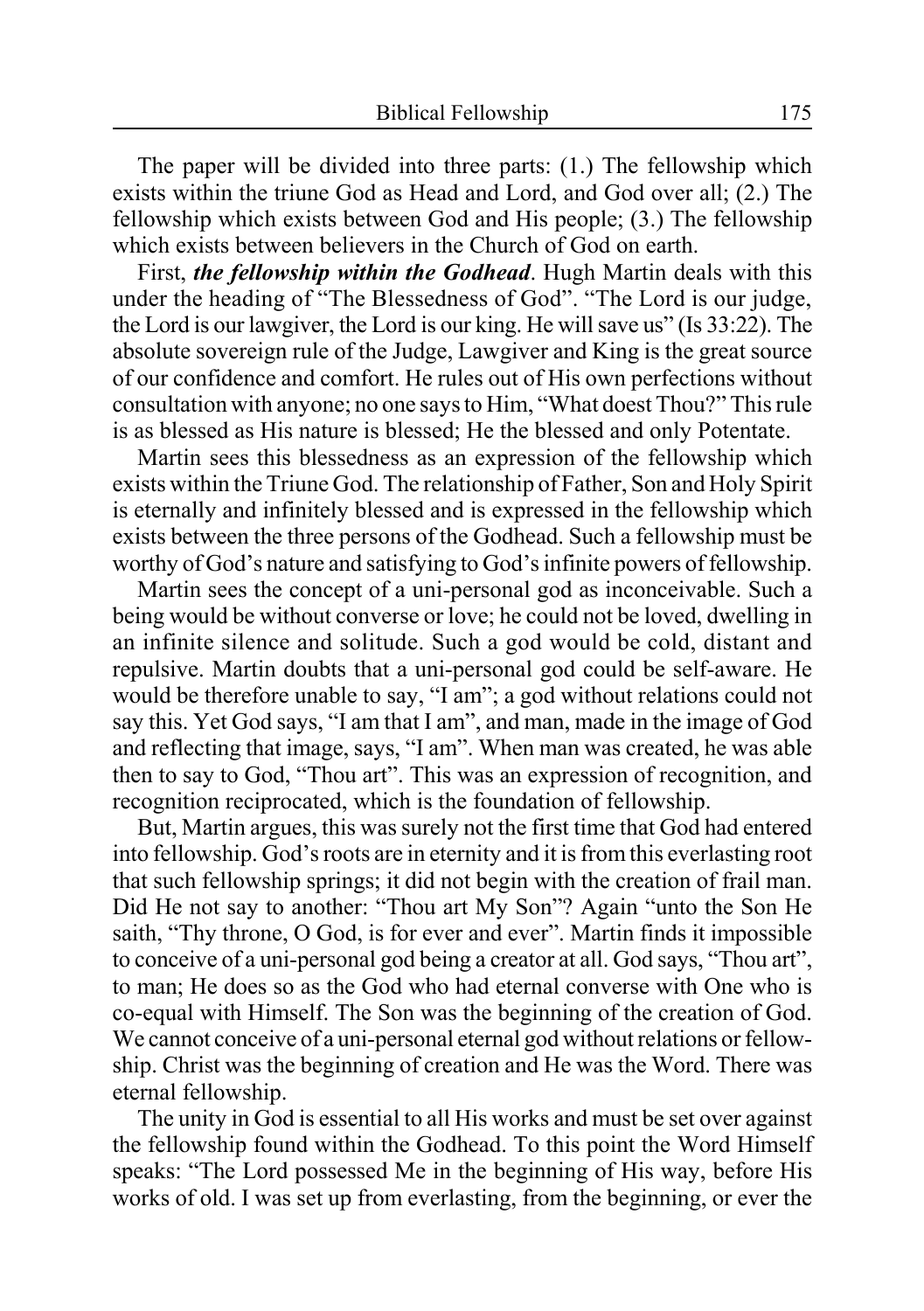The paper will be divided into three parts: (1.) The fellowship which exists within the triune God as Head and Lord, and God over all; (2.) The fellowship which exists between God and His people; (3.) The fellowship which exists between believers in the Church of God on earth.

First, ***the fellowship within the Godhead***. Hugh Martin deals with this under the heading of "The Blessedness of God". "The Lord is our judge, the Lord is our lawgiver, the Lord is our king. He will save us" (Is 33:22). The absolute sovereign rule of the Judge, Lawgiver and King is the great source of our confidence and comfort. He rules out of His own perfections without consultation with anyone; no one says to Him, "What doest Thou?" This rule is as blessed as His nature is blessed; He the blessed and only Potentate.

Martin sees this blessedness as an expression of the fellowship which exists within the Triune God. The relationship of Father, Son and Holy Spirit is eternally and infinitely blessed and is expressed in the fellowship which exists between the three persons of the Godhead. Such a fellowship must be worthy of God's nature and satisfying to God's infinite powers of fellowship.

Martin sees the concept of a uni-personal god as inconceivable. Such a being would be without converse or love; he could not be loved, dwelling in an infinite silence and solitude. Such a god would be cold, distant and repulsive. Martin doubts that a uni-personal god could be self-aware. He would be therefore unable to say, "I am"; a god without relations could not say this. Yet God says, "I am that I am", and man, made in the image of God and reflecting that image, says, "I am". When man was created, he was able then to say to God, "Thou art". This was an expression of recognition, and recognition reciprocated, which is the foundation of fellowship.

But, Martin argues, this was surely not the first time that God had entered into fellowship. God's roots are in eternity and it is from this everlasting root that such fellowship springs; it did not begin with the creation of frail man. Did He not say to another: "Thou art My Son"? Again "unto the Son He saith, "Thy throne, O God, is for ever and ever". Martin finds it impossible to conceive of a uni-personal god being a creator at all. God says, "Thou art", to man; He does so as the God who had eternal converse with One who is co-equal with Himself. The Son was the beginning of the creation of God. We cannot conceive of a uni-personal eternal god without relations or fellowship. Christ was the beginning of creation and He was the Word. There was eternal fellowship.

The unity in God is essential to all His works and must be set over against the fellowship found within the Godhead. To this point the Word Himself speaks: "The Lord possessed Me in the beginning of His way, before His works of old. I was set up from everlasting, from the beginning, or ever the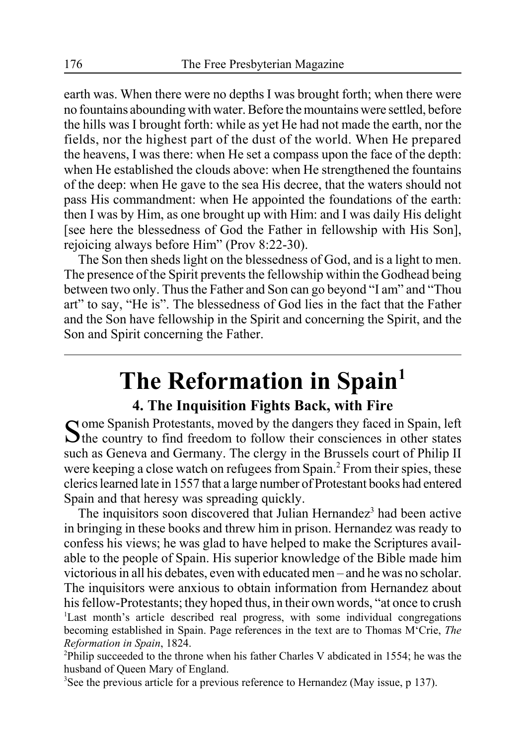earth was. When there were no depths I was brought forth; when there were no fountains abounding with water. Before the mountains were settled, before the hills was I brought forth: while as yet He had not made the earth, nor the fields, nor the highest part of the dust of the world. When He prepared the heavens, I was there: when He set a compass upon the face of the depth: when He established the clouds above: when He strengthened the fountains of the deep: when He gave to the sea His decree, that the waters should not pass His commandment: when He appointed the foundations of the earth: then I was by Him, as one brought up with Him: and I was daily His delight [see here the blessedness of God the Father in fellowship with His Son], rejoicing always before Him" (Prov 8:22-30).

The Son then sheds light on the blessedness of God, and is a light to men. The presence of the Spirit prevents the fellowship within the Godhead being between two only. Thus the Father and Son can go beyond "I am" and "Thou art" to say, "He is". The blessedness of God lies in the fact that the Father and the Son have fellowship in the Spirit and concerning the Spirit, and the Son and Spirit concerning the Father.

---

# The Reformation in Spain[1]

## 4. The Inquisition Fights Back, with Fire

Some Spanish Protestants, moved by the dangers they faced in Spain, left the country to find freedom to follow their consciences in other states such as Geneva and Germany. The clergy in the Brussels court of Philip II were keeping a close watch on refugees from Spain.[2] From their spies, these clerics learned late in 1557 that a large number of Protestant books had entered Spain and that heresy was spreading quickly.

The inquisitors soon discovered that Julian Hernandez[3] had been active in bringing in these books and threw him in prison. Hernandez was ready to confess his views; he was glad to have helped to make the Scriptures available to the people of Spain. His superior knowledge of the Bible made him victorious in all his debates, even with educated men – and he was no scholar. The inquisitors were anxious to obtain information from Hernandez about his fellow-Protestants; they hoped thus, in their own words, "at once to crush

[1]Last month's article described real progress, with some individual congregations becoming established in Spain. Page references in the text are to Thomas M'Crie, *The Reformation in Spain*, 1824.

[2]Philip succeeded to the throne when his father Charles V abdicated in 1554; he was the husband of Queen Mary of England.

[3]See the previous article for a previous reference to Hernandez (May issue, p 137).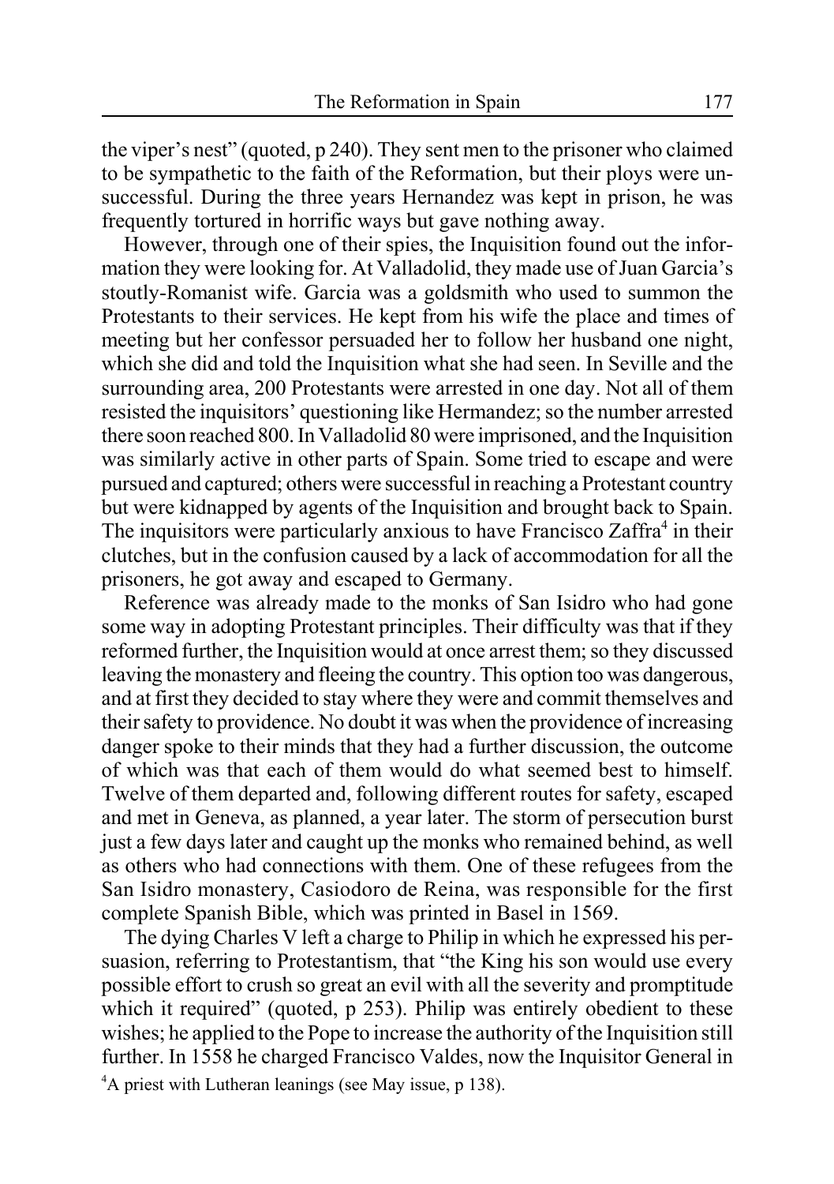the viper's nest" (quoted, p 240). They sent men to the prisoner who claimed to be sympathetic to the faith of the Reformation, but their ploys were unsuccessful. During the three years Hernandez was kept in prison, he was frequently tortured in horrific ways but gave nothing away.

However, through one of their spies, the Inquisition found out the information they were looking for. At Valladolid, they made use of Juan Garcia's stoutly-Romanist wife. Garcia was a goldsmith who used to summon the Protestants to their services. He kept from his wife the place and times of meeting but her confessor persuaded her to follow her husband one night, which she did and told the Inquisition what she had seen. In Seville and the surrounding area, 200 Protestants were arrested in one day. Not all of them resisted the inquisitors' questioning like Hernandez; so the number arrested there soon reached 800. In Valladolid 80 were imprisoned, and the Inquisition was similarly active in other parts of Spain. Some tried to escape and were pursued and captured; others were successful in reaching a Protestant country but were kidnapped by agents of the Inquisition and brought back to Spain. The inquisitors were particularly anxious to have Francisco Zaffra[4] in their clutches, but in the confusion caused by a lack of accommodation for all the prisoners, he got away and escaped to Germany.

Reference was already made to the monks of San Isidro who had gone some way in adopting Protestant principles. Their difficulty was that if they reformed further, the Inquisition would at once arrest them; so they discussed leaving the monastery and fleeing the country. This option too was dangerous, and at first they decided to stay where they were and commit themselves and their safety to providence. No doubt it was when the providence of increasing danger spoke to their minds that they had a further discussion, the outcome of which was that each of them would do what seemed best to himself. Twelve of them departed and, following different routes for safety, escaped and met in Geneva, as planned, a year later. The storm of persecution burst just a few days later and caught up the monks who remained behind, as well as others who had connections with them. One of these refugees from the San Isidro monastery, Casiodoro de Reina, was responsible for the first complete Spanish Bible, which was printed in Basel in 1569.

The dying Charles V left a charge to Philip in which he expressed his persuasion, referring to Protestantism, that "the King his son would use every possible effort to crush so great an evil with all the severity and promptitude which it required" (quoted, p 253). Philip was entirely obedient to these wishes; he applied to the Pope to increase the authority of the Inquisition still further. In 1558 he charged Francisco Valdes, now the Inquisitor General in

[4]A priest with Lutheran leanings (see May issue, p 138).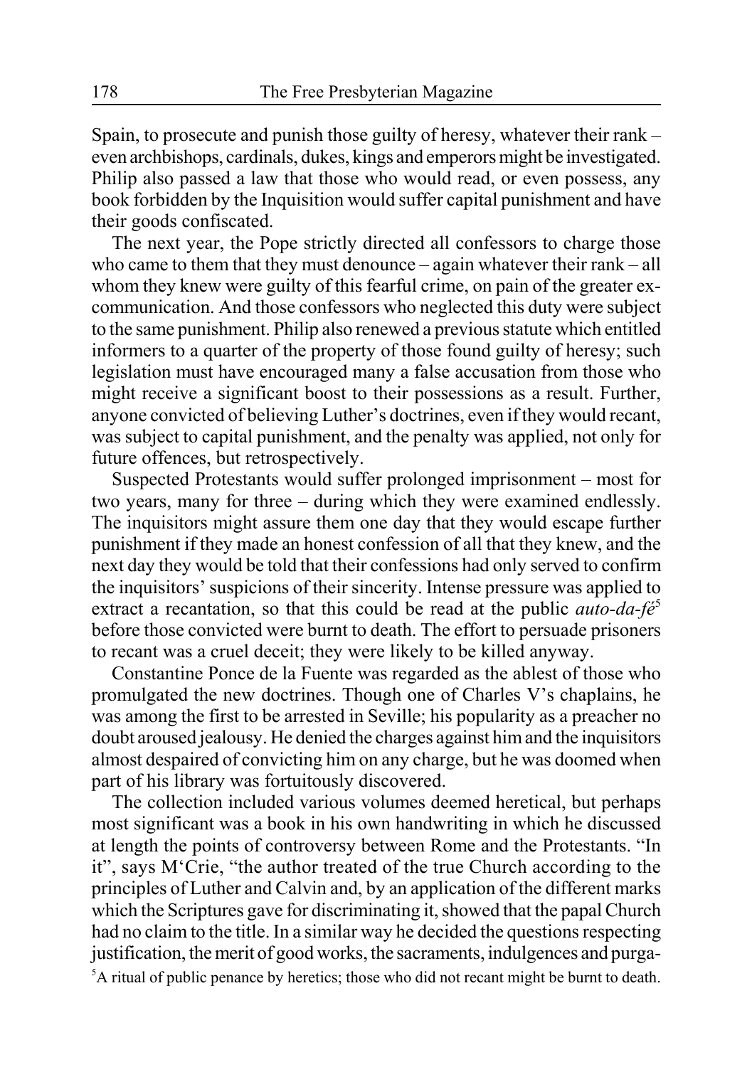Spain, to prosecute and punish those guilty of heresy, whatever their rank – even archbishops, cardinals, dukes, kings and emperors might be investigated. Philip also passed a law that those who would read, or even possess, any book forbidden by the Inquisition would suffer capital punishment and have their goods confiscated.

The next year, the Pope strictly directed all confessors to charge those who came to them that they must denounce – again whatever their rank – all whom they knew were guilty of this fearful crime, on pain of the greater excommunication. And those confessors who neglected this duty were subject to the same punishment. Philip also renewed a previous statute which entitled informers to a quarter of the property of those found guilty of heresy; such legislation must have encouraged many a false accusation from those who might receive a significant boost to their possessions as a result. Further, anyone convicted of believing Luther's doctrines, even if they would recant, was subject to capital punishment, and the penalty was applied, not only for future offences, but retrospectively.

Suspected Protestants would suffer prolonged imprisonment – most for two years, many for three – during which they were examined endlessly. The inquisitors might assure them one day that they would escape further punishment if they made an honest confession of all that they knew, and the next day they would be told that their confessions had only served to confirm the inquisitors' suspicions of their sincerity. Intense pressure was applied to extract a recantation, so that this could be read at the public *auto-da-fé*[5] before those convicted were burnt to death. The effort to persuade prisoners to recant was a cruel deceit; they were likely to be killed anyway.

Constantine Ponce de la Fuente was regarded as the ablest of those who promulgated the new doctrines. Though one of Charles V's chaplains, he was among the first to be arrested in Seville; his popularity as a preacher no doubt aroused jealousy. He denied the charges against him and the inquisitors almost despaired of convicting him on any charge, but he was doomed when part of his library was fortuitously discovered.

The collection included various volumes deemed heretical, but perhaps most significant was a book in his own handwriting in which he discussed at length the points of controversy between Rome and the Protestants. "In it", says M'Crie, "the author treated of the true Church according to the principles of Luther and Calvin and, by an application of the different marks which the Scriptures gave for discriminating it, showed that the papal Church had no claim to the title. In a similar way he decided the questions respecting justification, the merit of good works, the sacraments, indulgences and purga-

[5]A ritual of public penance by heretics; those who did not recant might be burnt to death.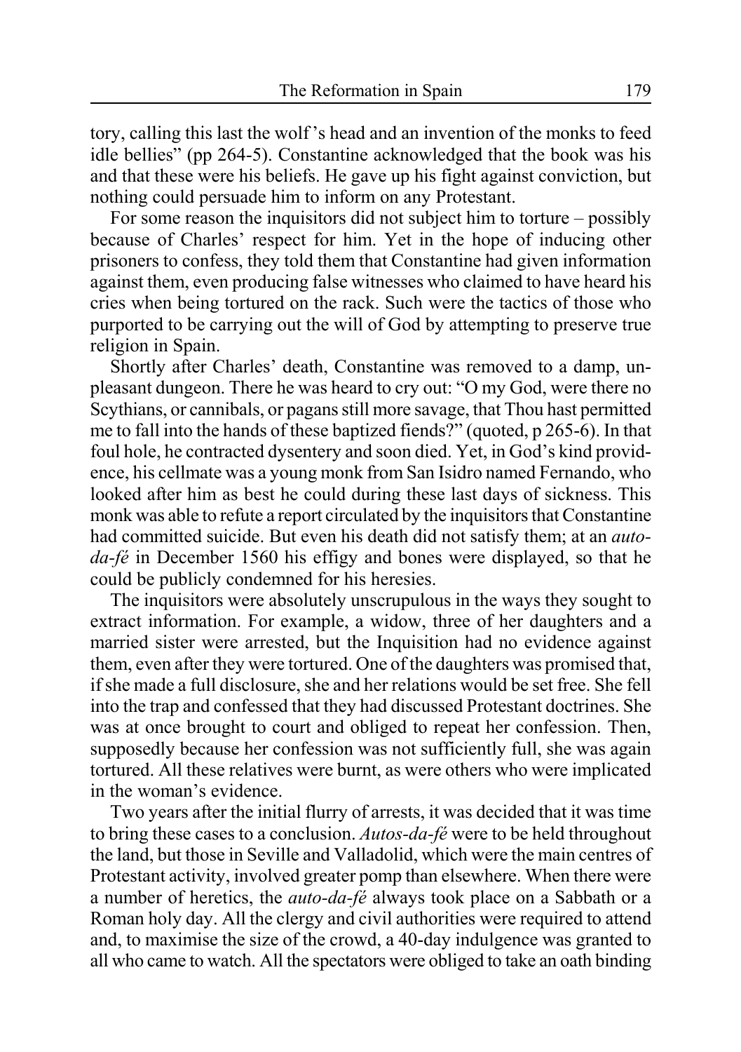tory, calling this last the wolf's head and an invention of the monks to feed idle bellies" (pp 264-5). Constantine acknowledged that the book was his and that these were his beliefs. He gave up his fight against conviction, but nothing could persuade him to inform on any Protestant.

For some reason the inquisitors did not subject him to torture – possibly because of Charles' respect for him. Yet in the hope of inducing other prisoners to confess, they told them that Constantine had given information against them, even producing false witnesses who claimed to have heard his cries when being tortured on the rack. Such were the tactics of those who purported to be carrying out the will of God by attempting to preserve true religion in Spain.

Shortly after Charles' death, Constantine was removed to a damp, unpleasant dungeon. There he was heard to cry out: "O my God, were there no Scythians, or cannibals, or pagans still more savage, that Thou hast permitted me to fall into the hands of these baptized fiends?" (quoted, p 265-6). In that foul hole, he contracted dysentery and soon died. Yet, in God's kind providence, his cellmate was a young monk from San Isidro named Fernando, who looked after him as best he could during these last days of sickness. This monk was able to refute a report circulated by the inquisitors that Constantine had committed suicide. But even his death did not satisfy them; at an *auto-da-fé* in December 1560 his effigy and bones were displayed, so that he could be publicly condemned for his heresies.

The inquisitors were absolutely unscrupulous in the ways they sought to extract information. For example, a widow, three of her daughters and a married sister were arrested, but the Inquisition had no evidence against them, even after they were tortured. One of the daughters was promised that, if she made a full disclosure, she and her relations would be set free. She fell into the trap and confessed that they had discussed Protestant doctrines. She was at once brought to court and obliged to repeat her confession. Then, supposedly because her confession was not sufficiently full, she was again tortured. All these relatives were burnt, as were others who were implicated in the woman's evidence.

Two years after the initial flurry of arrests, it was decided that it was time to bring these cases to a conclusion. *Autos-da-fé* were to be held throughout the land, but those in Seville and Valladolid, which were the main centres of Protestant activity, involved greater pomp than elsewhere. When there were a number of heretics, the *auto-da-fé* always took place on a Sabbath or a Roman holy day. All the clergy and civil authorities were required to attend and, to maximise the size of the crowd, a 40-day indulgence was granted to all who came to watch. All the spectators were obliged to take an oath binding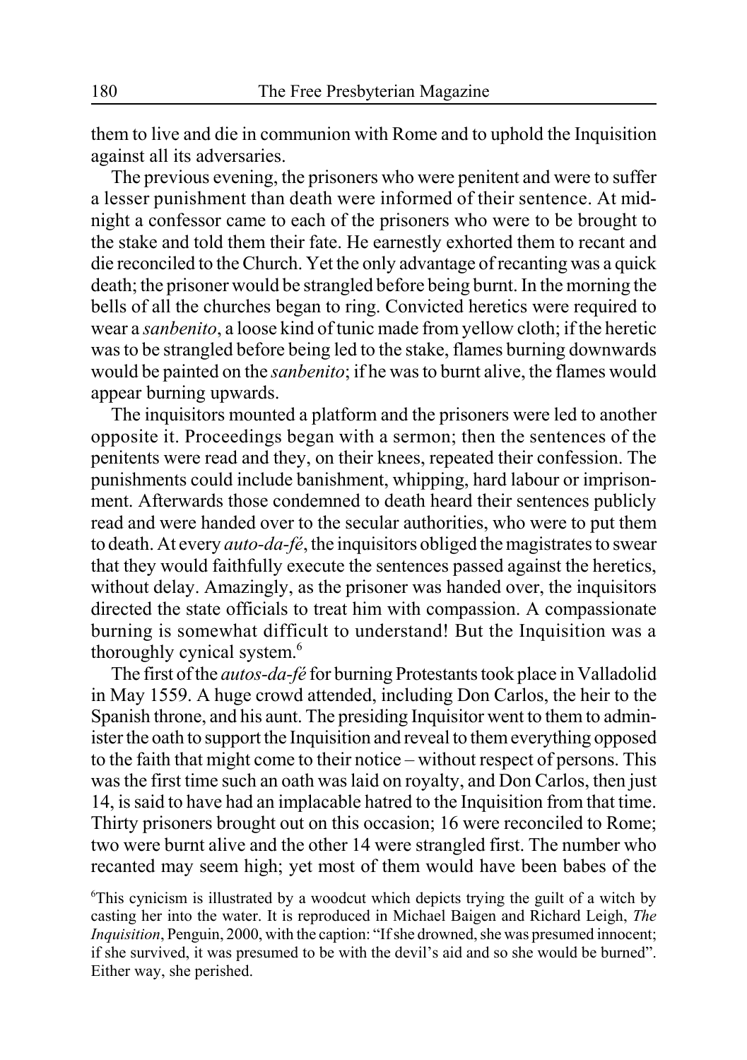them to live and die in communion with Rome and to uphold the Inquisition against all its adversaries.

The previous evening, the prisoners who were penitent and were to suffer a lesser punishment than death were informed of their sentence. At midnight a confessor came to each of the prisoners who were to be brought to the stake and told them their fate. He earnestly exhorted them to recant and die reconciled to the Church. Yet the only advantage of recanting was a quick death; the prisoner would be strangled before being burnt. In the morning the bells of all the churches began to ring. Convicted heretics were required to wear a *sanbenito*, a loose kind of tunic made from yellow cloth; if the heretic was to be strangled before being led to the stake, flames burning downwards would be painted on the *sanbenito*; if he was to burnt alive, the flames would appear burning upwards.

The inquisitors mounted a platform and the prisoners were led to another opposite it. Proceedings began with a sermon; then the sentences of the penitents were read and they, on their knees, repeated their confession. The punishments could include banishment, whipping, hard labour or imprisonment. Afterwards those condemned to death heard their sentences publicly read and were handed over to the secular authorities, who were to put them to death. At every *auto-da-fé*, the inquisitors obliged the magistrates to swear that they would faithfully execute the sentences passed against the heretics, without delay. Amazingly, as the prisoner was handed over, the inquisitors directed the state officials to treat him with compassion. A compassionate burning is somewhat difficult to understand! But the Inquisition was a thoroughly cynical system.[6]

The first of the *autos-da-fé* for burning Protestants took place in Valladolid in May 1559. A huge crowd attended, including Don Carlos, the heir to the Spanish throne, and his aunt. The presiding Inquisitor went to them to administer the oath to support the Inquisition and reveal to them everything opposed to the faith that might come to their notice – without respect of persons. This was the first time such an oath was laid on royalty, and Don Carlos, then just 14, is said to have had an implacable hatred to the Inquisition from that time. Thirty prisoners brought out on this occasion; 16 were reconciled to Rome; two were burnt alive and the other 14 were strangled first. The number who recanted may seem high; yet most of them would have been babes of the

[6]This cynicism is illustrated by a woodcut which depicts trying the guilt of a witch by casting her into the water. It is reproduced in Michael Baigen and Richard Leigh, *The Inquisition*, Penguin, 2000, with the caption: "If she drowned, she was presumed innocent; if she survived, it was presumed to be with the devil's aid and so she would be burned". Either way, she perished.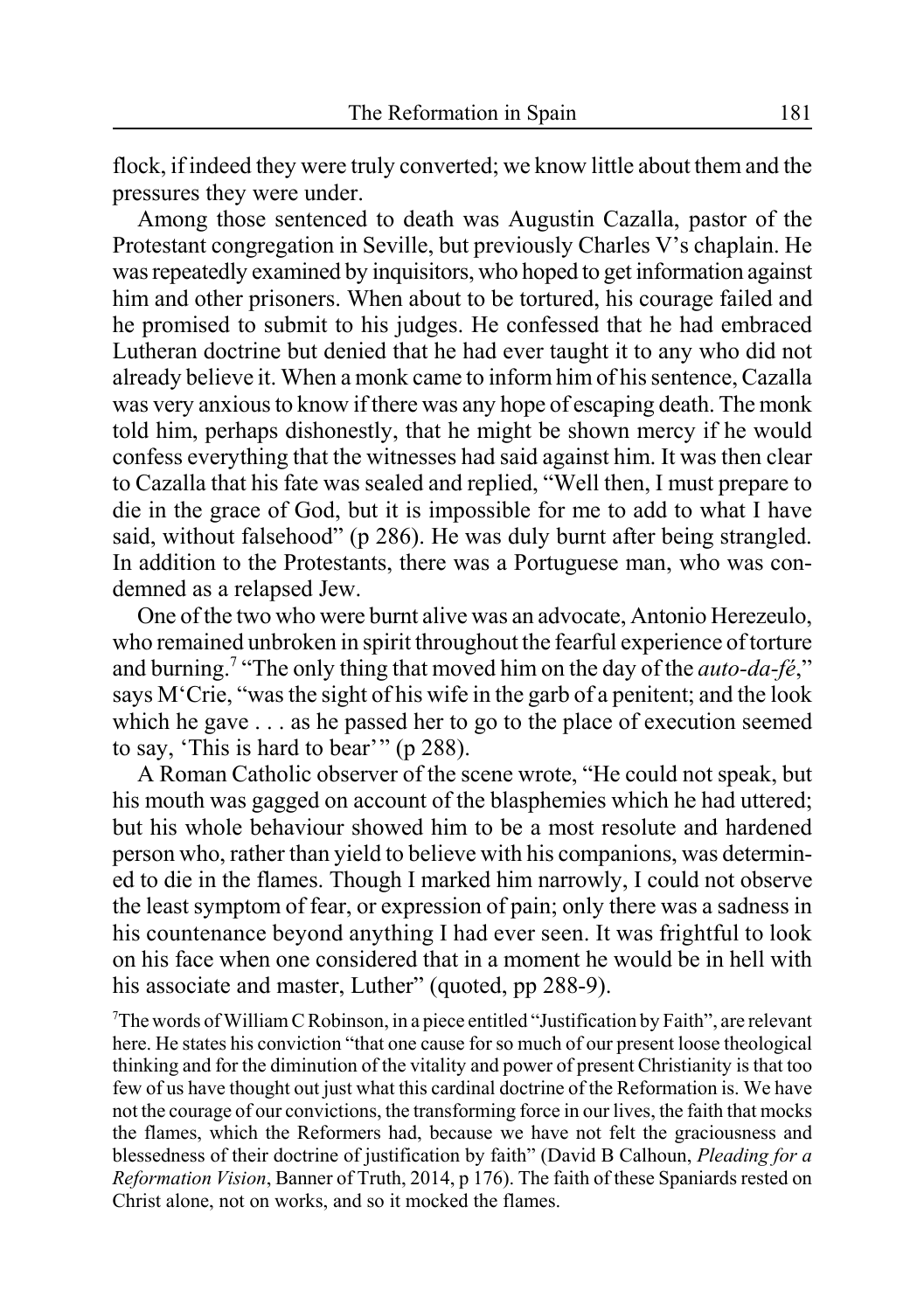flock, if indeed they were truly converted; we know little about them and the pressures they were under.

Among those sentenced to death was Augustin Cazalla, pastor of the Protestant congregation in Seville, but previously Charles V's chaplain. He was repeatedly examined by inquisitors, who hoped to get information against him and other prisoners. When about to be tortured, his courage failed and he promised to submit to his judges. He confessed that he had embraced Lutheran doctrine but denied that he had ever taught it to any who did not already believe it. When a monk came to inform him of his sentence, Cazalla was very anxious to know if there was any hope of escaping death. The monk told him, perhaps dishonestly, that he might be shown mercy if he would confess everything that the witnesses had said against him. It was then clear to Cazalla that his fate was sealed and replied, "Well then, I must prepare to die in the grace of God, but it is impossible for me to add to what I have said, without falsehood" (p 286). He was duly burnt after being strangled. In addition to the Protestants, there was a Portuguese man, who was condemned as a relapsed Jew.

One of the two who were burnt alive was an advocate, Antonio Herezeulo, who remained unbroken in spirit throughout the fearful experience of torture and burning.[7] "The only thing that moved him on the day of the *auto-da-fé*," says M'Crie, "was the sight of his wife in the garb of a penitent; and the look which he gave . . . as he passed her to go to the place of execution seemed to say, 'This is hard to bear'" (p 288).

A Roman Catholic observer of the scene wrote, "He could not speak, but his mouth was gagged on account of the blasphemies which he had uttered; but his whole behaviour showed him to be a most resolute and hardened person who, rather than yield to believe with his companions, was determined to die in the flames. Though I marked him narrowly, I could not observe the least symptom of fear, or expression of pain; only there was a sadness in his countenance beyond anything I had ever seen. It was frightful to look on his face when one considered that in a moment he would be in hell with his associate and master, Luther" (quoted, pp 288-9).

[7] The words of William C Robinson, in a piece entitled "Justification by Faith", are relevant here. He states his conviction "that one cause for so much of our present loose theological thinking and for the diminution of the vitality and power of present Christianity is that too few of us have thought out just what this cardinal doctrine of the Reformation is. We have not the courage of our convictions, the transforming force in our lives, the faith that mocks the flames, which the Reformers had, because we have not felt the graciousness and blessedness of their doctrine of justification by faith" (David B Calhoun, *Pleading for a Reformation Vision*, Banner of Truth, 2014, p 176). The faith of these Spaniards rested on Christ alone, not on works, and so it mocked the flames.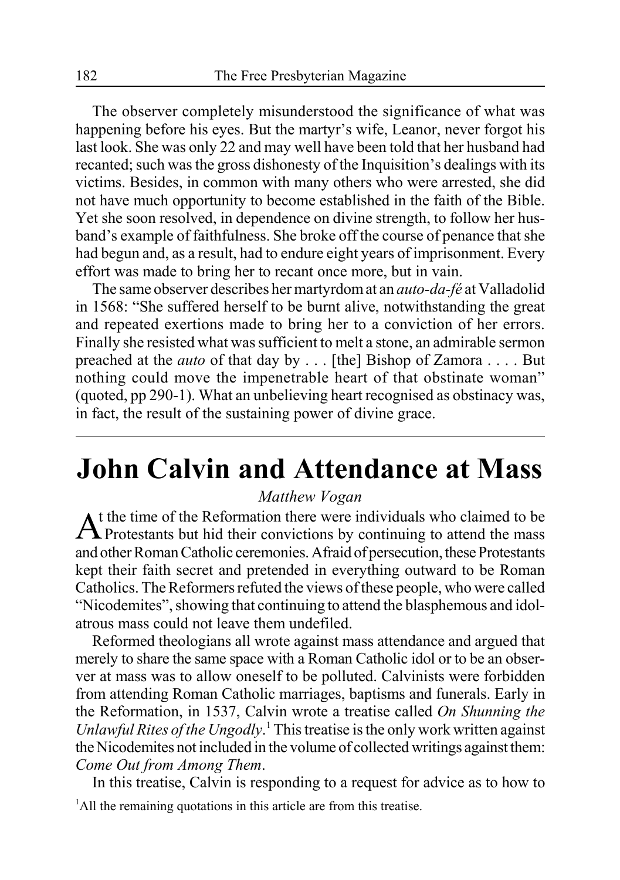The observer completely misunderstood the significance of what was happening before his eyes. But the martyr's wife, Leanor, never forgot his last look. She was only 22 and may well have been told that her husband had recanted; such was the gross dishonesty of the Inquisition's dealings with its victims. Besides, in common with many others who were arrested, she did not have much opportunity to become established in the faith of the Bible. Yet she soon resolved, in dependence on divine strength, to follow her husband's example of faithfulness. She broke off the course of penance that she had begun and, as a result, had to endure eight years of imprisonment. Every effort was made to bring her to recant once more, but in vain.

The same observer describes her martyrdom at an *auto-da-fé* at Valladolid in 1568: "She suffered herself to be burnt alive, notwithstanding the great and repeated exertions made to bring her to a conviction of her errors. Finally she resisted what was sufficient to melt a stone, an admirable sermon preached at the *auto* of that day by . . . [the] Bishop of Zamora . . . . But nothing could move the impenetrable heart of that obstinate woman" (quoted, pp 290-1). What an unbelieving heart recognised as obstinacy was, in fact, the result of the sustaining power of divine grace.

---

# John Calvin and Attendance at Mass

*Matthew Vogan*

At the time of the Reformation there were individuals who claimed to be Protestants but hid their convictions by continuing to attend the mass and other Roman Catholic ceremonies. Afraid of persecution, these Protestants kept their faith secret and pretended in everything outward to be Roman Catholics. The Reformers refuted the views of these people, who were called "Nicodemites", showing that continuing to attend the blasphemous and idolatrous mass could not leave them undefiled.

Reformed theologians all wrote against mass attendance and argued that merely to share the same space with a Roman Catholic idol or to be an observer at mass was to allow oneself to be polluted. Calvinists were forbidden from attending Roman Catholic marriages, baptisms and funerals. Early in the Reformation, in 1537, Calvin wrote a treatise called *On Shunning the Unlawful Rites of the Ungodly*.[1] This treatise is the only work written against the Nicodemites not included in the volume of collected writings against them: *Come Out from Among Them*.

In this treatise, Calvin is responding to a request for advice as to how to

[1]All the remaining quotations in this article are from this treatise.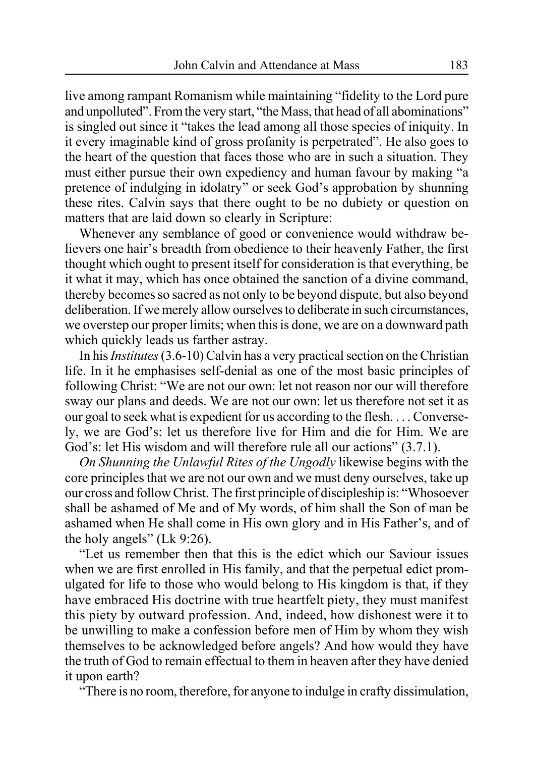live among rampant Romanism while maintaining "fidelity to the Lord pure and unpolluted". From the very start, "the Mass, that head of all abominations" is singled out since it "takes the lead among all those species of iniquity. In it every imaginable kind of gross profanity is perpetrated". He also goes to the heart of the question that faces those who are in such a situation. They must either pursue their own expediency and human favour by making "a pretence of indulging in idolatry" or seek God's approbation by shunning these rites. Calvin says that there ought to be no dubiety or question on matters that are laid down so clearly in Scripture:

Whenever any semblance of good or convenience would withdraw believers one hair's breadth from obedience to their heavenly Father, the first thought which ought to present itself for consideration is that everything, be it what it may, which has once obtained the sanction of a divine command, thereby becomes so sacred as not only to be beyond dispute, but also beyond deliberation. If we merely allow ourselves to deliberate in such circumstances, we overstep our proper limits; when this is done, we are on a downward path which quickly leads us farther astray.

In his *Institutes* (3.6-10) Calvin has a very practical section on the Christian life. In it he emphasises self-denial as one of the most basic principles of following Christ: "We are not our own: let not reason nor our will therefore sway our plans and deeds. We are not our own: let us therefore not set it as our goal to seek what is expedient for us according to the flesh. . . . Conversely, we are God's: let us therefore live for Him and die for Him. We are God's: let His wisdom and will therefore rule all our actions" (3.7.1).

*On Shunning the Unlawful Rites of the Ungodly* likewise begins with the core principles that we are not our own and we must deny ourselves, take up our cross and follow Christ. The first principle of discipleship is: "Whosoever shall be ashamed of Me and of My words, of him shall the Son of man be ashamed when He shall come in His own glory and in His Father's, and of the holy angels" (Lk 9:26).

"Let us remember then that this is the edict which our Saviour issues when we are first enrolled in His family, and that the perpetual edict promulgated for life to those who would belong to His kingdom is that, if they have embraced His doctrine with true heartfelt piety, they must manifest this piety by outward profession. And, indeed, how dishonest were it to be unwilling to make a confession before men of Him by whom they wish themselves to be acknowledged before angels? And how would they have the truth of God to remain effectual to them in heaven after they have denied it upon earth?

"There is no room, therefore, for anyone to indulge in crafty dissimulation,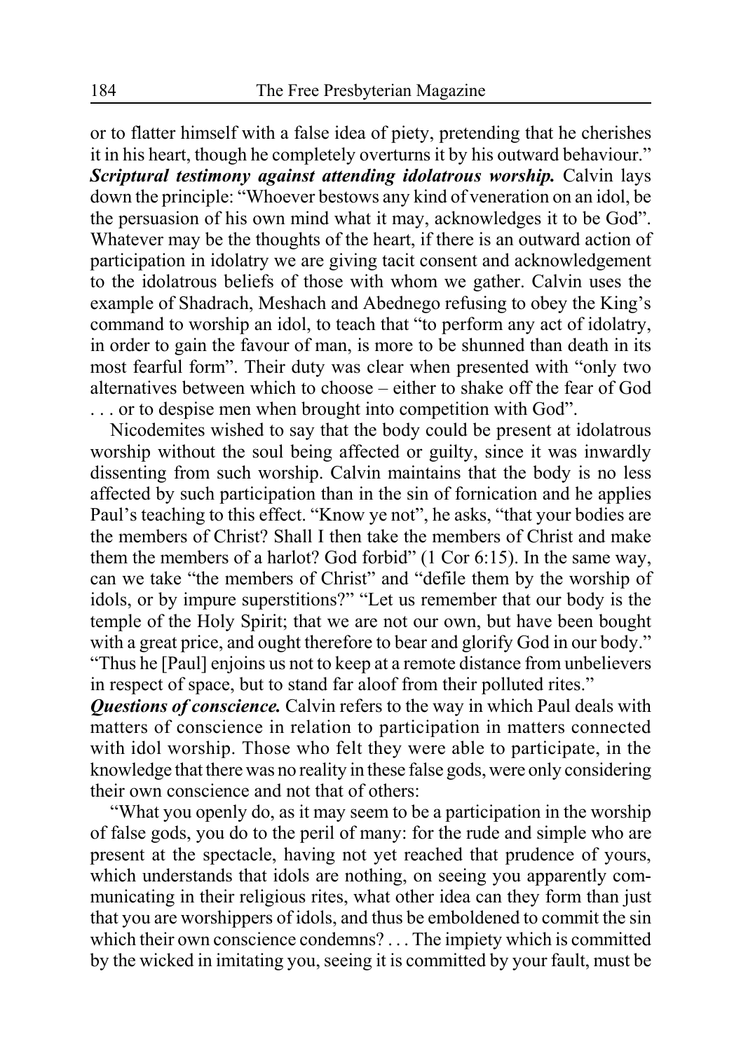or to flatter himself with a false idea of piety, pretending that he cherishes it in his heart, though he completely overturns it by his outward behaviour."

***Scriptural testimony against attending idolatrous worship.*** Calvin lays down the principle: "Whoever bestows any kind of veneration on an idol, be the persuasion of his own mind what it may, acknowledges it to be God". Whatever may be the thoughts of the heart, if there is an outward action of participation in idolatry we are giving tacit consent and acknowledgement to the idolatrous beliefs of those with whom we gather. Calvin uses the example of Shadrach, Meshach and Abednego refusing to obey the King's command to worship an idol, to teach that "to perform any act of idolatry, in order to gain the favour of man, is more to be shunned than death in its most fearful form". Their duty was clear when presented with "only two alternatives between which to choose – either to shake off the fear of God . . . or to despise men when brought into competition with God".

Nicodemites wished to say that the body could be present at idolatrous worship without the soul being affected or guilty, since it was inwardly dissenting from such worship. Calvin maintains that the body is no less affected by such participation than in the sin of fornication and he applies Paul's teaching to this effect. "Know ye not", he asks, "that your bodies are the members of Christ? Shall I then take the members of Christ and make them the members of a harlot? God forbid" (1 Cor 6:15). In the same way, can we take "the members of Christ" and "defile them by the worship of idols, or by impure superstitions?" "Let us remember that our body is the temple of the Holy Spirit; that we are not our own, but have been bought with a great price, and ought therefore to bear and glorify God in our body." "Thus he [Paul] enjoins us not to keep at a remote distance from unbelievers in respect of space, but to stand far aloof from their polluted rites."

***Questions of conscience.*** Calvin refers to the way in which Paul deals with matters of conscience in relation to participation in matters connected with idol worship. Those who felt they were able to participate, in the knowledge that there was no reality in these false gods, were only considering their own conscience and not that of others:

"What you openly do, as it may seem to be a participation in the worship of false gods, you do to the peril of many: for the rude and simple who are present at the spectacle, having not yet reached that prudence of yours, which understands that idols are nothing, on seeing you apparently communicating in their religious rites, what other idea can they form than just that you are worshippers of idols, and thus be emboldened to commit the sin which their own conscience condemns? . . . The impiety which is committed by the wicked in imitating you, seeing it is committed by your fault, must be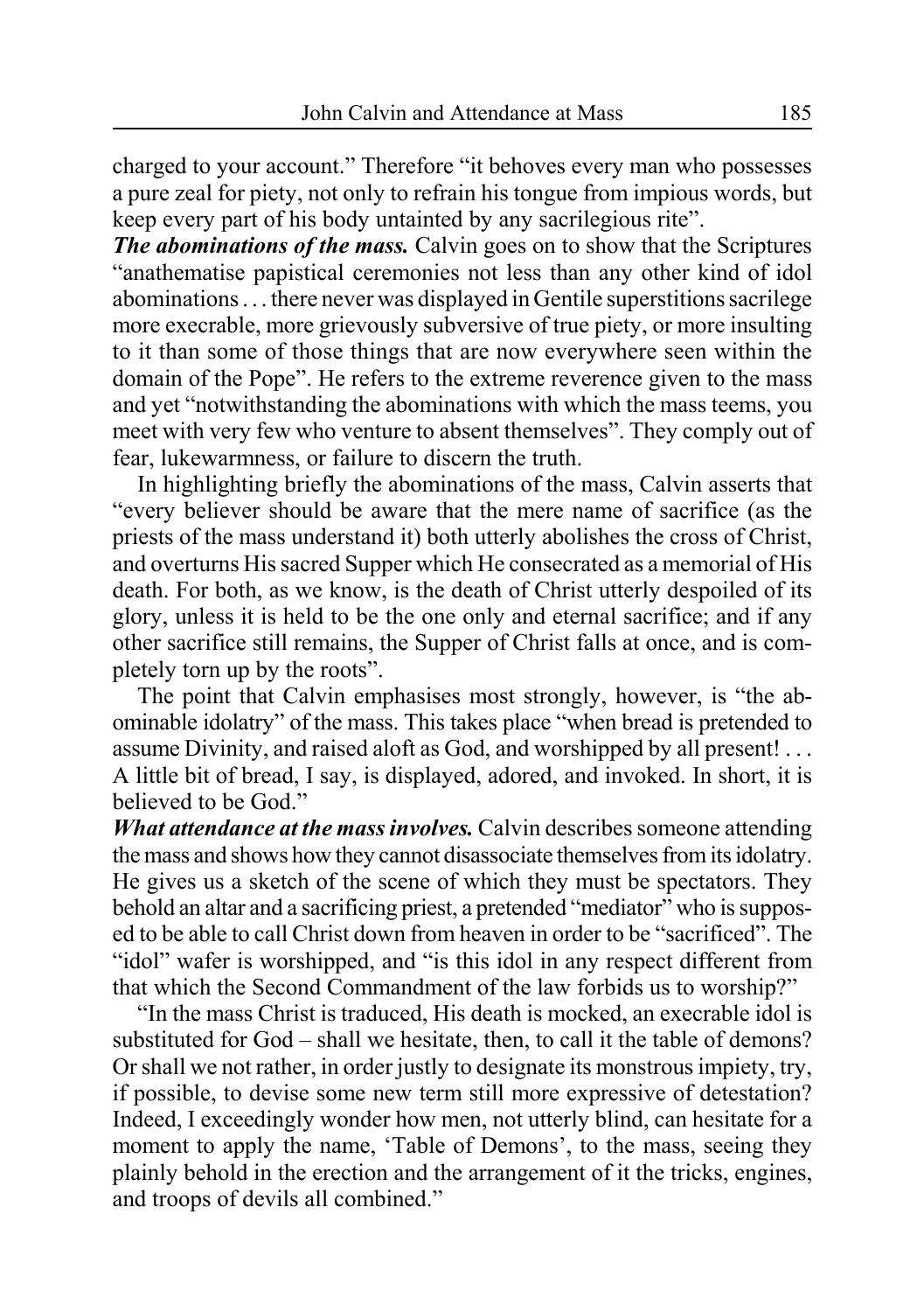charged to your account." Therefore "it behoves every man who possesses a pure zeal for piety, not only to refrain his tongue from impious words, but keep every part of his body untainted by any sacrilegious rite".

***The abominations of the mass.*** Calvin goes on to show that the Scriptures "anathematise papistical ceremonies not less than any other kind of idol abominations . . . there never was displayed in Gentile superstitions sacrilege more execrable, more grievously subversive of true piety, or more insulting to it than some of those things that are now everywhere seen within the domain of the Pope". He refers to the extreme reverence given to the mass and yet "notwithstanding the abominations with which the mass teems, you meet with very few who venture to absent themselves". They comply out of fear, lukewarmness, or failure to discern the truth.

In highlighting briefly the abominations of the mass, Calvin asserts that "every believer should be aware that the mere name of sacrifice (as the priests of the mass understand it) both utterly abolishes the cross of Christ, and overturns His sacred Supper which He consecrated as a memorial of His death. For both, as we know, is the death of Christ utterly despoiled of its glory, unless it is held to be the one only and eternal sacrifice; and if any other sacrifice still remains, the Supper of Christ falls at once, and is completely torn up by the roots".

The point that Calvin emphasises most strongly, however, is "the abominable idolatry" of the mass. This takes place "when bread is pretended to assume Divinity, and raised aloft as God, and worshipped by all present! . . . A little bit of bread, I say, is displayed, adored, and invoked. In short, it is believed to be God."

***What attendance at the mass involves.*** Calvin describes someone attending the mass and shows how they cannot disassociate themselves from its idolatry. He gives us a sketch of the scene of which they must be spectators. They behold an altar and a sacrificing priest, a pretended "mediator" who is supposed to be able to call Christ down from heaven in order to be "sacrificed". The "idol" wafer is worshipped, and "is this idol in any respect different from that which the Second Commandment of the law forbids us to worship?"

"In the mass Christ is traduced, His death is mocked, an execrable idol is substituted for God – shall we hesitate, then, to call it the table of demons? Or shall we not rather, in order justly to designate its monstrous impiety, try, if possible, to devise some new term still more expressive of detestation? Indeed, I exceedingly wonder how men, not utterly blind, can hesitate for a moment to apply the name, 'Table of Demons', to the mass, seeing they plainly behold in the erection and the arrangement of it the tricks, engines, and troops of devils all combined."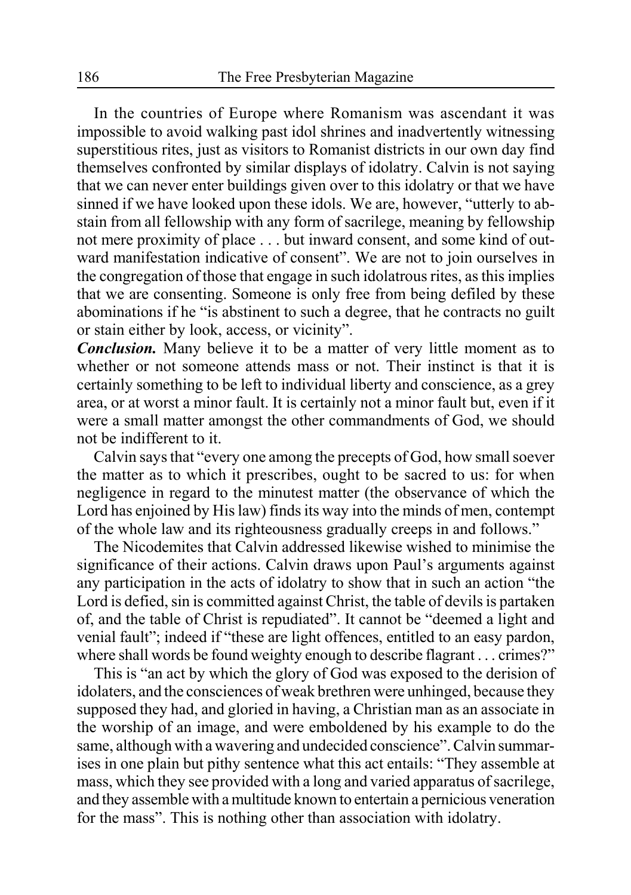In the countries of Europe where Romanism was ascendant it was impossible to avoid walking past idol shrines and inadvertently witnessing superstitious rites, just as visitors to Romanist districts in our own day find themselves confronted by similar displays of idolatry. Calvin is not saying that we can never enter buildings given over to this idolatry or that we have sinned if we have looked upon these idols. We are, however, "utterly to abstain from all fellowship with any form of sacrilege, meaning by fellowship not mere proximity of place . . . but inward consent, and some kind of outward manifestation indicative of consent". We are not to join ourselves in the congregation of those that engage in such idolatrous rites, as this implies that we are consenting. Someone is only free from being defiled by these abominations if he "is abstinent to such a degree, that he contracts no guilt or stain either by look, access, or vicinity".

***Conclusion.*** Many believe it to be a matter of very little moment as to whether or not someone attends mass or not. Their instinct is that it is certainly something to be left to individual liberty and conscience, as a grey area, or at worst a minor fault. It is certainly not a minor fault but, even if it were a small matter amongst the other commandments of God, we should not be indifferent to it.

Calvin says that "every one among the precepts of God, how small soever the matter as to which it prescribes, ought to be sacred to us: for when negligence in regard to the minutest matter (the observance of which the Lord has enjoined by His law) finds its way into the minds of men, contempt of the whole law and its righteousness gradually creeps in and follows."

The Nicodemites that Calvin addressed likewise wished to minimise the significance of their actions. Calvin draws upon Paul's arguments against any participation in the acts of idolatry to show that in such an action "the Lord is defied, sin is committed against Christ, the table of devils is partaken of, and the table of Christ is repudiated". It cannot be "deemed a light and venial fault"; indeed if "these are light offences, entitled to an easy pardon, where shall words be found weighty enough to describe flagrant . . . crimes?"

This is "an act by which the glory of God was exposed to the derision of idolaters, and the consciences of weak brethren were unhinged, because they supposed they had, and gloried in having, a Christian man as an associate in the worship of an image, and were emboldened by his example to do the same, although with a wavering and undecided conscience". Calvin summarises in one plain but pithy sentence what this act entails: "They assemble at mass, which they see provided with a long and varied apparatus of sacrilege, and they assemble with a multitude known to entertain a pernicious veneration for the mass". This is nothing other than association with idolatry.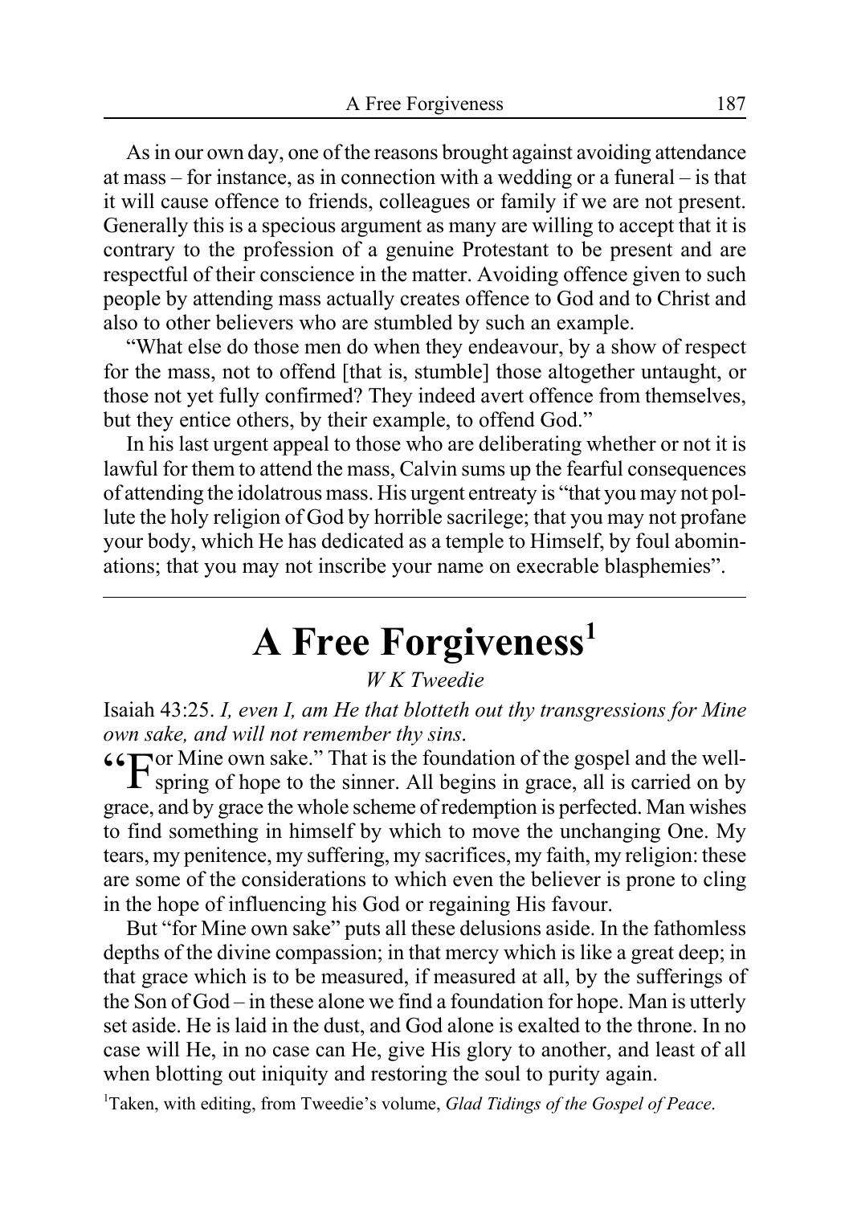As in our own day, one of the reasons brought against avoiding attendance at mass – for instance, as in connection with a wedding or a funeral – is that it will cause offence to friends, colleagues or family if we are not present. Generally this is a specious argument as many are willing to accept that it is contrary to the profession of a genuine Protestant to be present and are respectful of their conscience in the matter. Avoiding offence given to such people by attending mass actually creates offence to God and to Christ and also to other believers who are stumbled by such an example.

"What else do those men do when they endeavour, by a show of respect for the mass, not to offend [that is, stumble] those altogether untaught, or those not yet fully confirmed? They indeed avert offence from themselves, but they entice others, by their example, to offend God."

In his last urgent appeal to those who are deliberating whether or not it is lawful for them to attend the mass, Calvin sums up the fearful consequences of attending the idolatrous mass. His urgent entreaty is "that you may not pollute the holy religion of God by horrible sacrilege; that you may not profane your body, which He has dedicated as a temple to Himself, by foul abominations; that you may not inscribe your name on execrable blasphemies".

---

# A Free Forgiveness[1]

*W K Tweedie*

Isaiah 43:25. *I, even I, am He that blotteth out thy transgressions for Mine own sake, and will not remember thy sins.*

"For Mine own sake." That is the foundation of the gospel and the well-spring of hope to the sinner. All begins in grace, all is carried on by grace, and by grace the whole scheme of redemption is perfected. Man wishes to find something in himself by which to move the unchanging One. My tears, my penitence, my suffering, my sacrifices, my faith, my religion: these are some of the considerations to which even the believer is prone to cling in the hope of influencing his God or regaining His favour.

But "for Mine own sake" puts all these delusions aside. In the fathomless depths of the divine compassion; in that mercy which is like a great deep; in that grace which is to be measured, if measured at all, by the sufferings of the Son of God – in these alone we find a foundation for hope. Man is utterly set aside. He is laid in the dust, and God alone is exalted to the throne. In no case will He, in no case can He, give His glory to another, and least of all when blotting out iniquity and restoring the soul to purity again.

[1]Taken, with editing, from Tweedie's volume, *Glad Tidings of the Gospel of Peace*.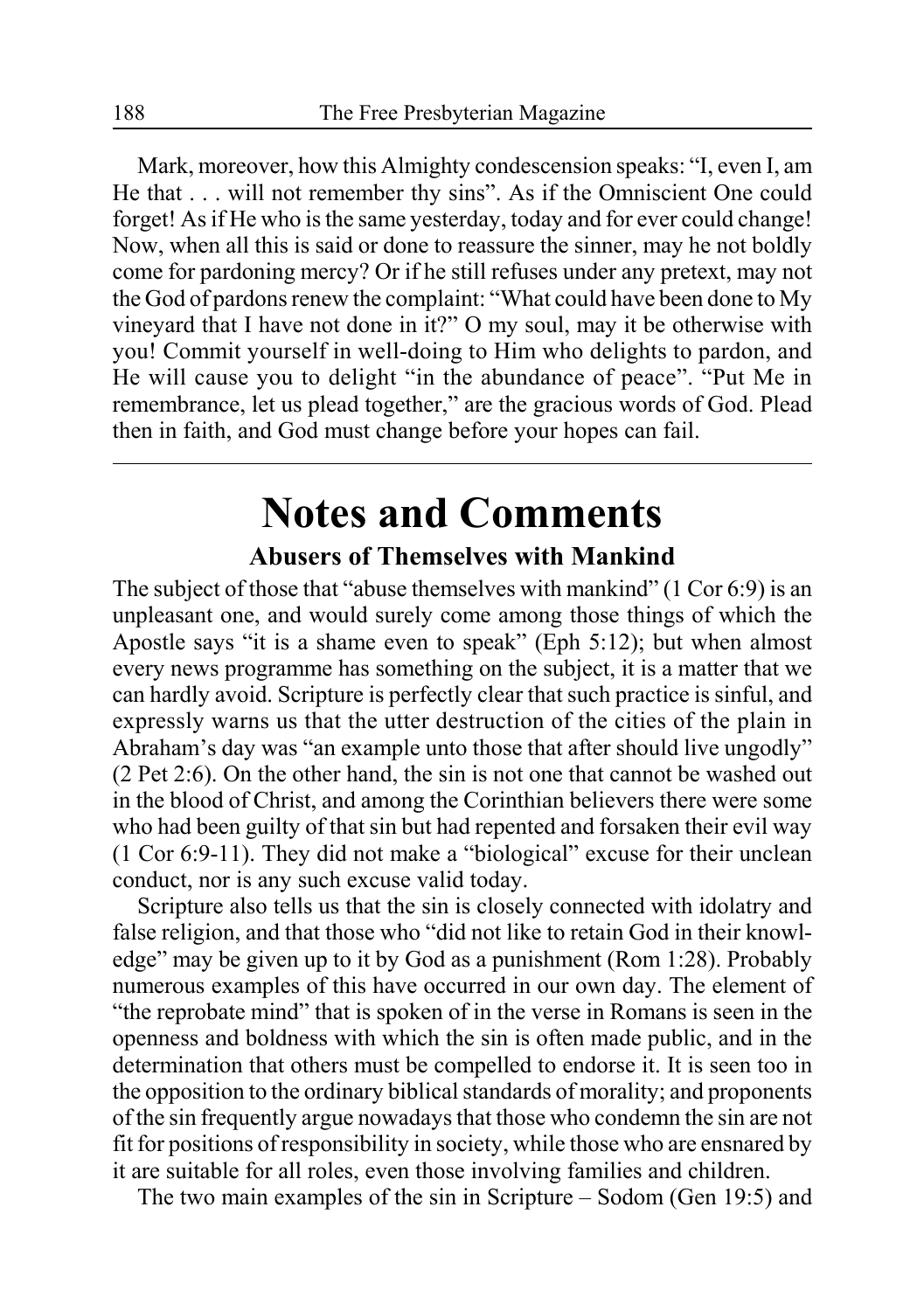Mark, moreover, how this Almighty condescension speaks: "I, even I, am He that . . . will not remember thy sins". As if the Omniscient One could forget! As if He who is the same yesterday, today and for ever could change! Now, when all this is said or done to reassure the sinner, may he not boldly come for pardoning mercy? Or if he still refuses under any pretext, may not the God of pardons renew the complaint: "What could have been done to My vineyard that I have not done in it?" O my soul, may it be otherwise with you! Commit yourself in well-doing to Him who delights to pardon, and He will cause you to delight "in the abundance of peace". "Put Me in remembrance, let us plead together," are the gracious words of God. Plead then in faith, and God must change before your hopes can fail.

---

# Notes and Comments

### Abusers of Themselves with Mankind

The subject of those that "abuse themselves with mankind" (1 Cor 6:9) is an unpleasant one, and would surely come among those things of which the Apostle says "it is a shame even to speak" (Eph 5:12); but when almost every news programme has something on the subject, it is a matter that we can hardly avoid. Scripture is perfectly clear that such practice is sinful, and expressly warns us that the utter destruction of the cities of the plain in Abraham's day was "an example unto those that after should live ungodly" (2 Pet 2:6). On the other hand, the sin is not one that cannot be washed out in the blood of Christ, and among the Corinthian believers there were some who had been guilty of that sin but had repented and forsaken their evil way (1 Cor 6:9-11). They did not make a "biological" excuse for their unclean conduct, nor is any such excuse valid today.

Scripture also tells us that the sin is closely connected with idolatry and false religion, and that those who "did not like to retain God in their knowledge" may be given up to it by God as a punishment (Rom 1:28). Probably numerous examples of this have occurred in our own day. The element of "the reprobate mind" that is spoken of in the verse in Romans is seen in the openness and boldness with which the sin is often made public, and in the determination that others must be compelled to endorse it. It is seen too in the opposition to the ordinary biblical standards of morality; and proponents of the sin frequently argue nowadays that those who condemn the sin are not fit for positions of responsibility in society, while those who are ensnared by it are suitable for all roles, even those involving families and children.

The two main examples of the sin in Scripture – Sodom (Gen 19:5) and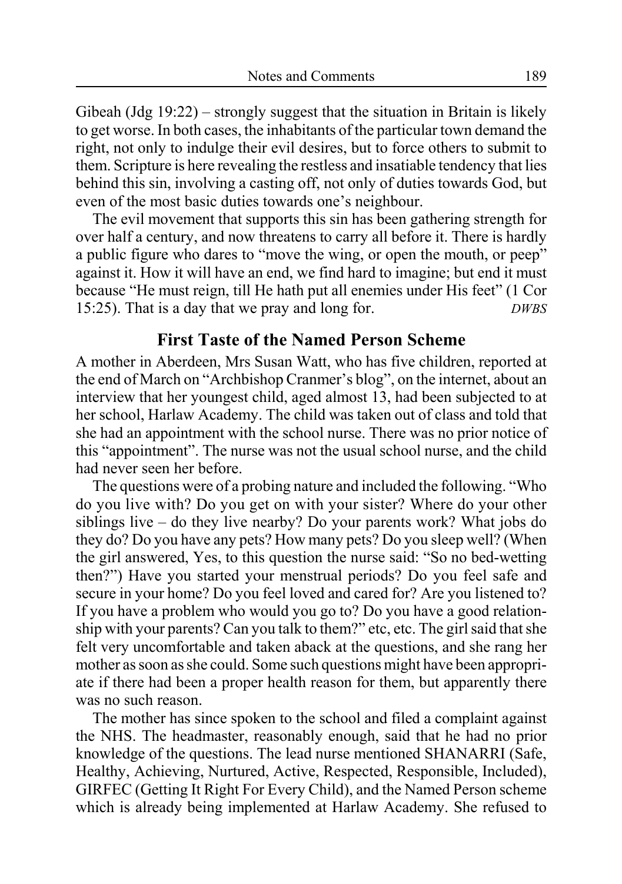Gibeah (Jdg 19:22) – strongly suggest that the situation in Britain is likely to get worse. In both cases, the inhabitants of the particular town demand the right, not only to indulge their evil desires, but to force others to submit to them. Scripture is here revealing the restless and insatiable tendency that lies behind this sin, involving a casting off, not only of duties towards God, but even of the most basic duties towards one's neighbour.

The evil movement that supports this sin has been gathering strength for over half a century, and now threatens to carry all before it. There is hardly a public figure who dares to "move the wing, or open the mouth, or peep" against it. How it will have an end, we find hard to imagine; but end it must because "He must reign, till He hath put all enemies under His feet" (1 Cor 15:25). That is a day that we pray and long for. *DWBS*

## First Taste of the Named Person Scheme

A mother in Aberdeen, Mrs Susan Watt, who has five children, reported at the end of March on "Archbishop Cranmer's blog", on the internet, about an interview that her youngest child, aged almost 13, had been subjected to at her school, Harlaw Academy. The child was taken out of class and told that she had an appointment with the school nurse. There was no prior notice of this "appointment". The nurse was not the usual school nurse, and the child had never seen her before.

The questions were of a probing nature and included the following. "Who do you live with? Do you get on with your sister? Where do your other siblings live – do they live nearby? Do your parents work? What jobs do they do? Do you have any pets? How many pets? Do you sleep well? (When the girl answered, Yes, to this question the nurse said: "So no bed-wetting then?") Have you started your menstrual periods? Do you feel safe and secure in your home? Do you feel loved and cared for? Are you listened to? If you have a problem who would you go to? Do you have a good relationship with your parents? Can you talk to them?" etc, etc. The girl said that she felt very uncomfortable and taken aback at the questions, and she rang her mother as soon as she could. Some such questions might have been appropriate if there had been a proper health reason for them, but apparently there was no such reason.

The mother has since spoken to the school and filed a complaint against the NHS. The headmaster, reasonably enough, said that he had no prior knowledge of the questions. The lead nurse mentioned SHANARRI (Safe, Healthy, Achieving, Nurtured, Active, Respected, Responsible, Included), GIRFEC (Getting It Right For Every Child), and the Named Person scheme which is already being implemented at Harlaw Academy. She refused to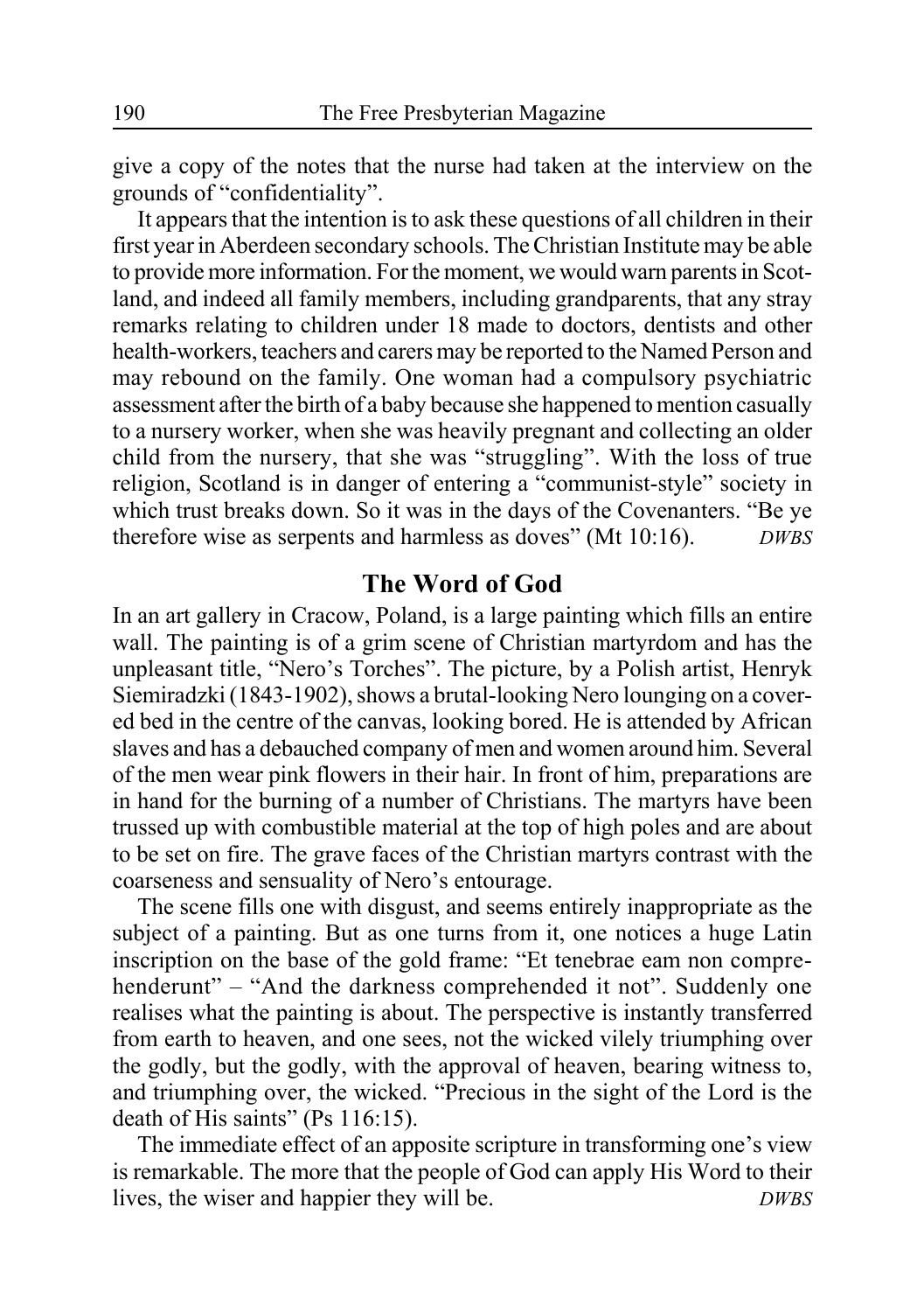give a copy of the notes that the nurse had taken at the interview on the grounds of "confidentiality".

It appears that the intention is to ask these questions of all children in their first year in Aberdeen secondary schools. The Christian Institute may be able to provide more information. For the moment, we would warn parents in Scotland, and indeed all family members, including grandparents, that any stray remarks relating to children under 18 made to doctors, dentists and other health-workers, teachers and carers may be reported to the Named Person and may rebound on the family. One woman had a compulsory psychiatric assessment after the birth of a baby because she happened to mention casually to a nursery worker, when she was heavily pregnant and collecting an older child from the nursery, that she was "struggling". With the loss of true religion, Scotland is in danger of entering a "communist-style" society in which trust breaks down. So it was in the days of the Covenanters. "Be ye therefore wise as serpents and harmless as doves" (Mt 10:16). *DWBS*

## The Word of God

In an art gallery in Cracow, Poland, is a large painting which fills an entire wall. The painting is of a grim scene of Christian martyrdom and has the unpleasant title, "Nero's Torches". The picture, by a Polish artist, Henryk Siemiradzki (1843-1902), shows a brutal-looking Nero lounging on a covered bed in the centre of the canvas, looking bored. He is attended by African slaves and has a debauched company of men and women around him. Several of the men wear pink flowers in their hair. In front of him, preparations are in hand for the burning of a number of Christians. The martyrs have been trussed up with combustible material at the top of high poles and are about to be set on fire. The grave faces of the Christian martyrs contrast with the coarseness and sensuality of Nero's entourage.

The scene fills one with disgust, and seems entirely inappropriate as the subject of a painting. But as one turns from it, one notices a huge Latin inscription on the base of the gold frame: "Et tenebrae eam non comprehenderunt" – "And the darkness comprehended it not". Suddenly one realises what the painting is about. The perspective is instantly transferred from earth to heaven, and one sees, not the wicked vilely triumphing over the godly, but the godly, with the approval of heaven, bearing witness to, and triumphing over, the wicked. "Precious in the sight of the Lord is the death of His saints" (Ps 116:15).

The immediate effect of an apposite scripture in transforming one's view is remarkable. The more that the people of God can apply His Word to their lives, the wiser and happier they will be. *DWBS*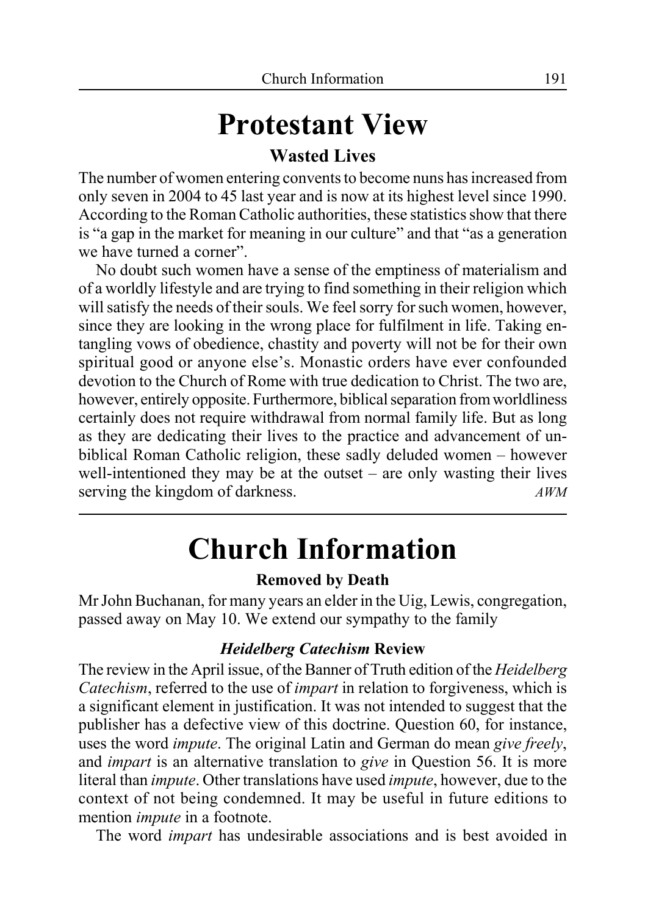# Protestant View

### Wasted Lives

The number of women entering convents to become nuns has increased from only seven in 2004 to 45 last year and is now at its highest level since 1990. According to the Roman Catholic authorities, these statistics show that there is "a gap in the market for meaning in our culture" and that "as a generation we have turned a corner".

No doubt such women have a sense of the emptiness of materialism and of a worldly lifestyle and are trying to find something in their religion which will satisfy the needs of their souls. We feel sorry for such women, however, since they are looking in the wrong place for fulfilment in life. Taking entangling vows of obedience, chastity and poverty will not be for their own spiritual good or anyone else's. Monastic orders have ever confounded devotion to the Church of Rome with true dedication to Christ. The two are, however, entirely opposite. Furthermore, biblical separation from worldliness certainly does not require withdrawal from normal family life. But as long as they are dedicating their lives to the practice and advancement of unbiblical Roman Catholic religion, these sadly deluded women – however well-intentioned they may be at the outset – are only wasting their lives serving the kingdom of darkness. *AWM*

# Church Information

### Removed by Death

Mr John Buchanan, for many years an elder in the Uig, Lewis, congregation, passed away on May 10. We extend our sympathy to the family

### *Heidelberg Catechism* Review

The review in the April issue, of the Banner of Truth edition of the *Heidelberg Catechism*, referred to the use of *impart* in relation to forgiveness, which is a significant element in justification. It was not intended to suggest that the publisher has a defective view of this doctrine. Question 60, for instance, uses the word *impute*. The original Latin and German do mean *give freely*, and *impart* is an alternative translation to *give* in Question 56. It is more literal than *impute*. Other translations have used *impute*, however, due to the context of not being condemned. It may be useful in future editions to mention *impute* in a footnote.

The word *impart* has undesirable associations and is best avoided in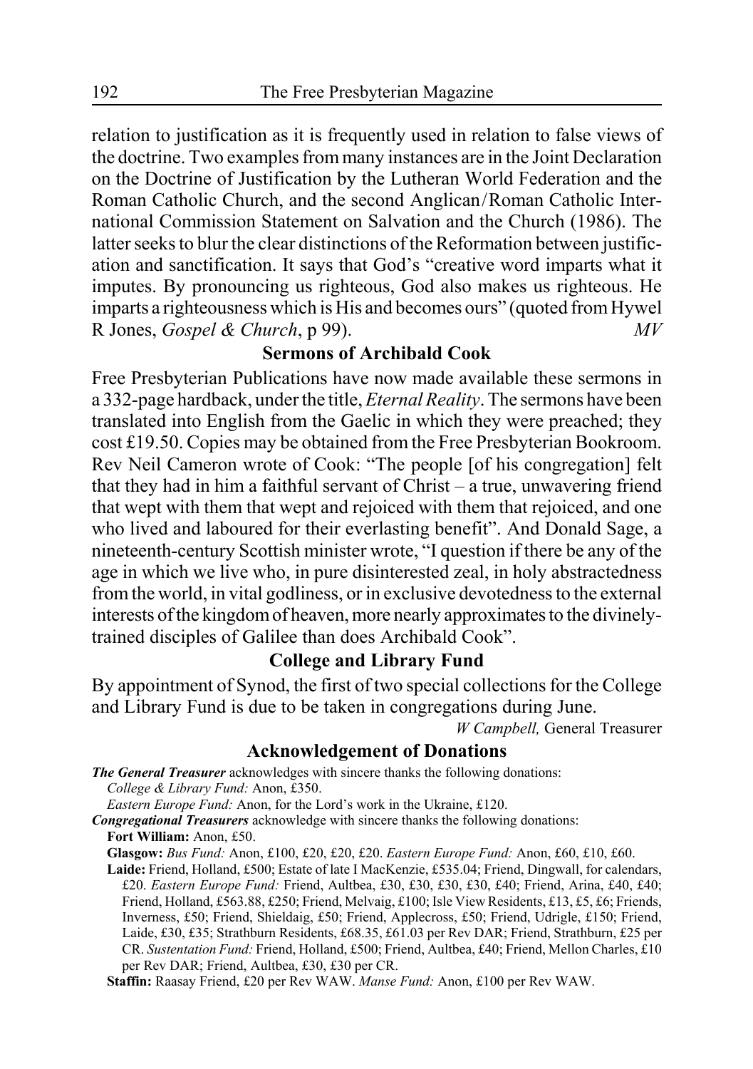relation to justification as it is frequently used in relation to false views of the doctrine. Two examples from many instances are in the Joint Declaration on the Doctrine of Justification by the Lutheran World Federation and the Roman Catholic Church, and the second Anglican/Roman Catholic International Commission Statement on Salvation and the Church (1986). The latter seeks to blur the clear distinctions of the Reformation between justification and sanctification. It says that God's "creative word imparts what it imputes. By pronouncing us righteous, God also makes us righteous. He imparts a righteousness which is His and becomes ours" (quoted from Hywel R Jones, *Gospel & Church*, p 99). *MV*

### Sermons of Archibald Cook

Free Presbyterian Publications have now made available these sermons in a 332-page hardback, under the title, *Eternal Reality*. The sermons have been translated into English from the Gaelic in which they were preached; they cost £19.50. Copies may be obtained from the Free Presbyterian Bookroom. Rev Neil Cameron wrote of Cook: "The people [of his congregation] felt that they had in him a faithful servant of Christ – a true, unwavering friend that wept with them that wept and rejoiced with them that rejoiced, and one who lived and laboured for their everlasting benefit". And Donald Sage, a nineteenth-century Scottish minister wrote, "I question if there be any of the age in which we live who, in pure disinterested zeal, in holy abstractedness from the world, in vital godliness, or in exclusive devotedness to the external interests of the kingdom of heaven, more nearly approximates to the divinely-trained disciples of Galilee than does Archibald Cook".

### College and Library Fund

By appointment of Synod, the first of two special collections for the College and Library Fund is due to be taken in congregations during June.

*W Campbell,* General Treasurer

### Acknowledgement of Donations

***The General Treasurer*** acknowledges with sincere thanks the following donations:
*College & Library Fund:* Anon, £350.
*Eastern Europe Fund:* Anon, for the Lord's work in the Ukraine, £120.

***Congregational Treasurers*** acknowledge with sincere thanks the following donations:

**Fort William:** Anon, £50.

**Glasgow:** *Bus Fund:* Anon, £100, £20, £20, £20. *Eastern Europe Fund:* Anon, £60, £10, £60.

**Laide:** Friend, Holland, £500; Estate of late I MacKenzie, £535.04; Friend, Dingwall, for calendars, £20. *Eastern Europe Fund:* Friend, Aultbea, £30, £30, £30, £30, £40; Friend, Arina, £40, £40; Friend, Holland, £563.88, £250; Friend, Melvaig, £100; Isle View Residents, £13, £5, £6; Friends, Inverness, £50; Friend, Shieldaig, £50; Friend, Applecross, £50; Friend, Udrigle, £150; Friend, Laide, £30, £35; Strathburn Residents, £68.35, £61.03 per Rev DAR; Friend, Strathburn, £25 per CR. *Sustentation Fund:* Friend, Holland, £500; Friend, Aultbea, £40; Friend, Mellon Charles, £10 per Rev DAR; Friend, Aultbea, £30, £30 per CR.

**Staffin:** Raasay Friend, £20 per Rev WAW. *Manse Fund:* Anon, £100 per Rev WAW.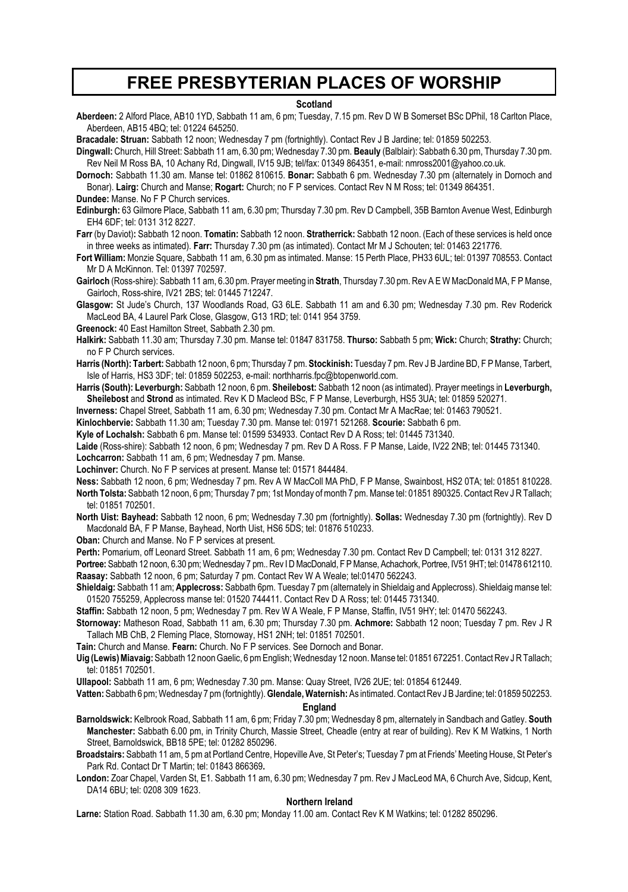# FREE PRESBYTERIAN PLACES OF WORSHIP

## Scotland

**Aberdeen:** 2 Alford Place, AB10 1YD, Sabbath 11 am, 6 pm; Tuesday, 7.15 pm. Rev D W B Somerset BSc DPhil, 18 Carlton Place, Aberdeen, AB15 4BQ; tel: 01224 645250.

**Bracadale: Struan:** Sabbath 12 noon; Wednesday 7 pm (fortnightly). Contact Rev J B Jardine; tel: 01859 502253.

**Dingwall:** Church, Hill Street: Sabbath 11 am, 6.30 pm; Wednesday 7.30 pm. **Beauly** (Balblair): Sabbath 6.30 pm, Thursday 7.30 pm. Rev Neil M Ross BA, 10 Achany Rd, Dingwall, IV15 9JB; tel/fax: 01349 864351, e-mail: nmross2001@yahoo.co.uk.

**Dornoch:** Sabbath 11.30 am. Manse tel: 01862 810615. **Bonar:** Sabbath 6 pm. Wednesday 7.30 pm (alternately in Dornoch and Bonar). **Lairg:** Church and Manse; **Rogart:** Church; no F P services. Contact Rev N M Ross; tel: 01349 864351.

**Dundee:** Manse. No F P Church services.

**Edinburgh:** 63 Gilmore Place, Sabbath 11 am, 6.30 pm; Thursday 7.30 pm. Rev D Campbell, 35B Barnton Avenue West, Edinburgh EH4 6DF; tel: 0131 312 8227.

**Farr** (by Daviot)**:** Sabbath 12 noon. **Tomatin:** Sabbath 12 noon. **Stratherrick:** Sabbath 12 noon. (Each of these services is held once in three weeks as intimated). **Farr:** Thursday 7.30 pm (as intimated). Contact Mr M J Schouten; tel: 01463 221776.

**Fort William:** Monzie Square, Sabbath 11 am, 6.30 pm as intimated. Manse: 15 Perth Place, PH33 6UL; tel: 01397 708553. Contact Mr D A McKinnon. Tel: 01397 702597.

**Gairloch** (Ross-shire): Sabbath 11 am, 6.30 pm. Prayer meeting in **Strath**, Thursday 7.30 pm. Rev A E W MacDonald MA, F P Manse, Gairloch, Ross-shire, IV21 2BS; tel: 01445 712247.

**Glasgow:** St Jude's Church, 137 Woodlands Road, G3 6LE. Sabbath 11 am and 6.30 pm; Wednesday 7.30 pm. Rev Roderick MacLeod BA, 4 Laurel Park Close, Glasgow, G13 1RD; tel: 0141 954 3759.

**Greenock:** 40 East Hamilton Street, Sabbath 2.30 pm.

**Halkirk:** Sabbath 11.30 am; Thursday 7.30 pm. Manse tel: 01847 831758. **Thurso:** Sabbath 5 pm; **Wick:** Church; **Strathy:** Church; no F P Church services.

**Harris (North): Tarbert:** Sabbath 12 noon, 6 pm; Thursday 7 pm. **Stockinish:** Tuesday 7 pm. Rev J B Jardine BD, F P Manse, Tarbert, Isle of Harris, HS3 3DF; tel: 01859 502253, e-mail: northharris.fpc@btopenworld.com.

**Harris (South): Leverburgh:** Sabbath 12 noon, 6 pm. **Sheilebost:** Sabbath 12 noon (as intimated). Prayer meetings in **Leverburgh, Sheilebost** and **Strond** as intimated. Rev K D Macleod BSc, F P Manse, Leverburgh, HS5 3UA; tel: 01859 520271.

**Inverness:** Chapel Street, Sabbath 11 am, 6.30 pm; Wednesday 7.30 pm. Contact Mr A MacRae; tel: 01463 790521.

**Kinlochbervie:** Sabbath 11.30 am; Tuesday 7.30 pm. Manse tel: 01971 521268. **Scourie:** Sabbath 6 pm.

**Kyle of Lochalsh:** Sabbath 6 pm. Manse tel: 01599 534933. Contact Rev D A Ross; tel: 01445 731340.

**Laide** (Ross-shire): Sabbath 12 noon, 6 pm; Wednesday 7 pm. Rev D A Ross. F P Manse, Laide, IV22 2NB; tel: 01445 731340.

**Lochcarron:** Sabbath 11 am, 6 pm; Wednesday 7 pm. Manse.

**Lochinver:** Church. No F P services at present. Manse tel: 01571 844484.

**Ness:** Sabbath 12 noon, 6 pm; Wednesday 7 pm. Rev A W MacColl MA PhD, F P Manse, Swainbost, HS2 0TA; tel: 01851 810228.

**North Tolsta:** Sabbath 12 noon, 6 pm; Thursday 7 pm; 1st Monday of month 7 pm. Manse tel: 01851 890325. Contact Rev J R Tallach; tel: 01851 702501.

**North Uist: Bayhead:** Sabbath 12 noon, 6 pm; Wednesday 7.30 pm (fortnightly). **Sollas:** Wednesday 7.30 pm (fortnightly). Rev D Macdonald BA, F P Manse, Bayhead, North Uist, HS6 5DS; tel: 01876 510233.

**Oban:** Church and Manse. No F P services at present.

**Perth:** Pomarium, off Leonard Street. Sabbath 11 am, 6 pm; Wednesday 7.30 pm. Contact Rev D Campbell; tel: 0131 312 8227.

**Portree:** Sabbath 12 noon, 6.30 pm; Wednesday 7 pm.. Rev I D MacDonald, F P Manse, Achachork, Portree, IV51 9HT; tel: 01478 612110.

**Raasay:** Sabbath 12 noon, 6 pm; Saturday 7 pm. Contact Rev W A Weale; tel:01470 562243.

**Shieldaig:** Sabbath 11 am; **Applecross:** Sabbath 6pm. Tuesday 7 pm (alternately in Shieldaig and Applecross). Shieldaig manse tel: 01520 755259, Applecross manse tel: 01520 744411. Contact Rev D A Ross; tel: 01445 731340.

**Staffin:** Sabbath 12 noon, 5 pm; Wednesday 7 pm. Rev W A Weale, F P Manse, Staffin, IV51 9HY; tel: 01470 562243.

**Stornoway:** Matheson Road, Sabbath 11 am, 6.30 pm; Thursday 7.30 pm. **Achmore:** Sabbath 12 noon; Tuesday 7 pm. Rev J R Tallach MB ChB, 2 Fleming Place, Stornoway, HS1 2NH; tel: 01851 702501.

**Tain:** Church and Manse. **Fearn:** Church. No F P services. See Dornoch and Bonar.

**Uig (Lewis) Miavaig:** Sabbath 12 noon Gaelic, 6 pm English; Wednesday 12 noon. Manse tel: 01851 672251. Contact Rev J R Tallach; tel: 01851 702501.

**Ullapool:** Sabbath 11 am, 6 pm; Wednesday 7.30 pm. Manse: Quay Street, IV26 2UE; tel: 01854 612449.

**Vatten:** Sabbath 6 pm; Wednesday 7 pm (fortnightly). **Glendale, Waternish:** As intimated. Contact Rev J B Jardine; tel: 01859 502253.

## England

**Barnoldswick:** Kelbrook Road, Sabbath 11 am, 6 pm; Friday 7.30 pm; Wednesday 8 pm, alternately in Sandbach and Gatley. **South Manchester:** Sabbath 6.00 pm, in Trinity Church, Massie Street, Cheadle (entry at rear of building). Rev K M Watkins, 1 North Street, Barnoldswick, BB18 5PE; tel: 01282 850296.

**Broadstairs:** Sabbath 11 am, 5 pm at Portland Centre, Hopeville Ave, St Peter's; Tuesday 7 pm at Friends' Meeting House, St Peter's Park Rd. Contact Dr T Martin; tel: 01843 866369**.**

**London:** Zoar Chapel, Varden St, E1. Sabbath 11 am, 6.30 pm; Wednesday 7 pm. Rev J MacLeod MA, 6 Church Ave, Sidcup, Kent, DA14 6BU; tel: 0208 309 1623.

## Northern Ireland

**Larne:** Station Road. Sabbath 11.30 am, 6.30 pm; Monday 11.00 am. Contact Rev K M Watkins; tel: 01282 850296.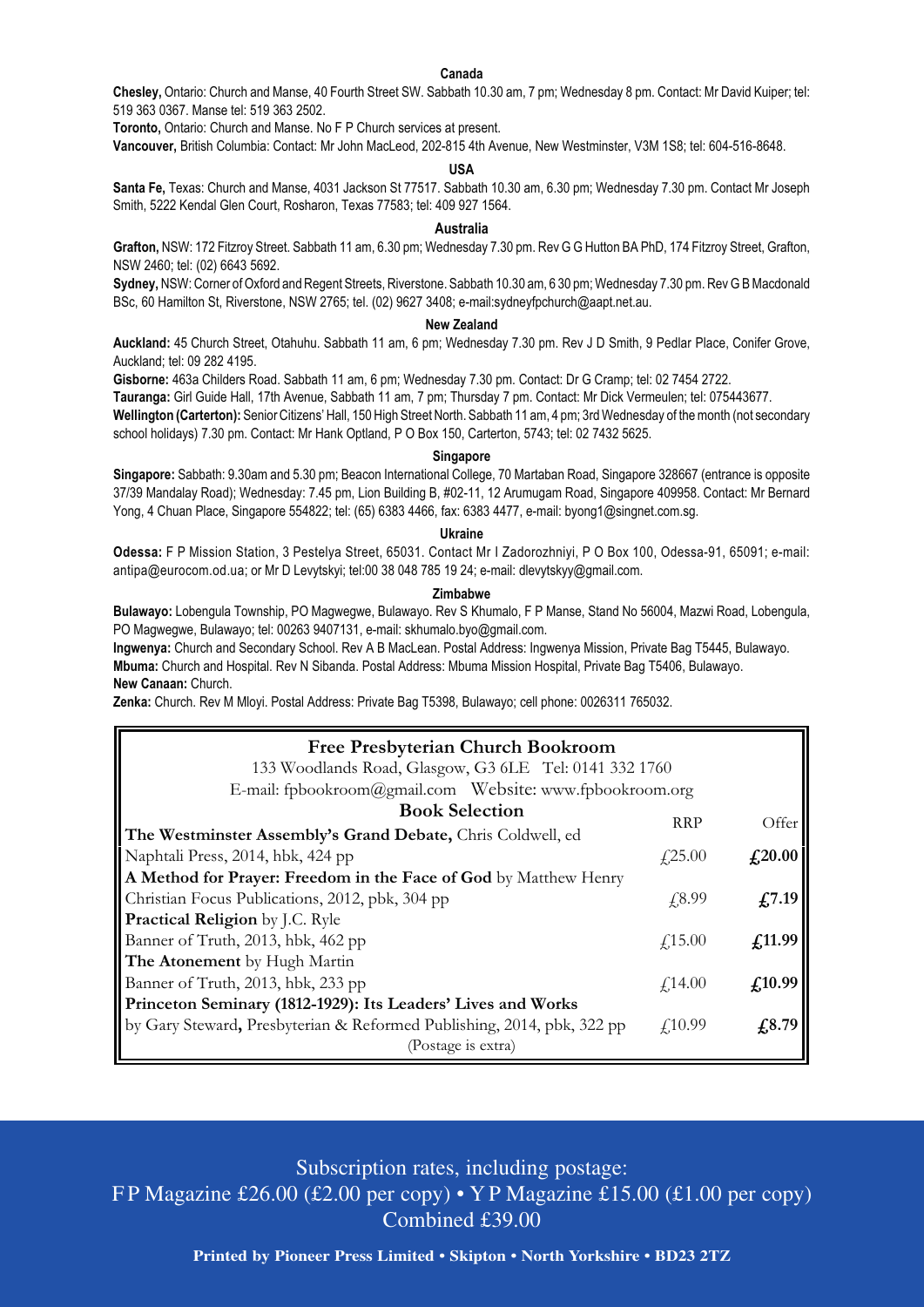### Canada

**Chesley,** Ontario: Church and Manse, 40 Fourth Street SW. Sabbath 10.30 am, 7 pm; Wednesday 8 pm. Contact: Mr David Kuiper; tel: 519 363 0367. Manse tel: 519 363 2502.

**Toronto,** Ontario: Church and Manse. No F P Church services at present.

**Vancouver,** British Columbia: Contact: Mr John MacLeod, 202-815 4th Avenue, New Westminster, V3M 1S8; tel: 604-516-8648.

### USA

**Santa Fe,** Texas: Church and Manse, 4031 Jackson St 77517. Sabbath 10.30 am, 6.30 pm; Wednesday 7.30 pm. Contact Mr Joseph Smith, 5222 Kendal Glen Court, Rosharon, Texas 77583; tel: 409 927 1564.

### Australia

**Grafton,** NSW: 172 Fitzroy Street. Sabbath 11 am, 6.30 pm; Wednesday 7.30 pm. Rev G G Hutton BA PhD, 174 Fitzroy Street, Grafton, NSW 2460; tel: (02) 6643 5692.

**Sydney,** NSW: Corner of Oxford and Regent Streets, Riverstone. Sabbath 10.30 am, 6 30 pm; Wednesday 7.30 pm. Rev G B Macdonald BSc, 60 Hamilton St, Riverstone, NSW 2765; tel. (02) 9627 3408; e-mail:sydneyfpchurch@aapt.net.au.

### New Zealand

**Auckland:** 45 Church Street, Otahuhu. Sabbath 11 am, 6 pm; Wednesday 7.30 pm. Rev J D Smith, 9 Pedlar Place, Conifer Grove, Auckland; tel: 09 282 4195.

**Gisborne:** 463a Childers Road. Sabbath 11 am, 6 pm; Wednesday 7.30 pm. Contact: Dr G Cramp; tel: 02 7454 2722.

**Tauranga:** Girl Guide Hall, 17th Avenue, Sabbath 11 am, 7 pm; Thursday 7 pm. Contact: Mr Dick Vermeulen; tel: 075443677.

**Wellington (Carterton):** Senior Citizens' Hall, 150 High Street North. Sabbath 11 am, 4 pm; 3rd Wednesday of the month (not secondary school holidays) 7.30 pm. Contact: Mr Hank Optland, P O Box 150, Carterton, 5743; tel: 02 7432 5625.

### Singapore

**Singapore:** Sabbath: 9.30am and 5.30 pm; Beacon International College, 70 Martaban Road, Singapore 328667 (entrance is opposite 37/39 Mandalay Road); Wednesday: 7.45 pm, Lion Building B, #02-11, 12 Arumugam Road, Singapore 409958. Contact: Mr Bernard Yong, 4 Chuan Place, Singapore 554822; tel: (65) 6383 4466, fax: 6383 4477, e-mail: byong1@singnet.com.sg.

### Ukraine

**Odessa:** F P Mission Station, 3 Pestelya Street, 65031. Contact Mr I Zadorozhniyi, P O Box 100, Odessa-91, 65091; e-mail: antipa@eurocom.od.ua; or Mr D Levytskyi; tel:00 38 048 785 19 24; e-mail: dlevytskyy@gmail.com.

### Zimbabwe

**Bulawayo:** Lobengula Township, PO Magwegwe, Bulawayo. Rev S Khumalo, F P Manse, Stand No 56004, Mazwi Road, Lobengula, PO Magwegwe, Bulawayo; tel: 00263 9407131, e-mail: skhumalo.byo@gmail.com.

**Ingwenya:** Church and Secondary School. Rev A B MacLean. Postal Address: Ingwenya Mission, Private Bag T5445, Bulawayo.

**Mbuma:** Church and Hospital. Rev N Sibanda. Postal Address: Mbuma Mission Hospital, Private Bag T5406, Bulawayo.

**New Canaan:** Church.

**Zenka:** Church. Rev M Mloyi. Postal Address: Private Bag T5398, Bulawayo; cell phone: 0026311 765032.

### Free Presbyterian Church Bookroom

133 Woodlands Road, Glasgow, G3 6LE Tel: 0141 332 1760

E-mail: fpbookroom@gmail.com Website: www.fpbookroom.org

**Book Selection**

| | RRP | Offer |
|---|---|---|
| **The Westminster Assembly's Grand Debate,** Chris Coldwell, ed<br>Naphtali Press, 2014, hbk, 424 pp | £25.00 | **£20.00** |
| **A Method for Prayer: Freedom in the Face of God** by Matthew Henry<br>Christian Focus Publications, 2012, pbk, 304 pp | £8.99 | **£7.19** |
| **Practical Religion** by J.C. Ryle<br>Banner of Truth, 2013, hbk, 462 pp | £15.00 | **£11.99** |
| **The Atonement** by Hugh Martin<br>Banner of Truth, 2013, hbk, 233 pp | £14.00 | **£10.99** |
| **Princeton Seminary (1812-1929): Its Leaders' Lives and Works**<br>by Gary Steward**,** Presbyterian & Reformed Publishing, 2014, pbk, 322 pp | £10.99 | **£8.79** |

(Postage is extra)

Subscription rates, including postage:
FP Magazine £26.00 (£2.00 per copy) • Y P Magazine £15.00 (£1.00 per copy)
Combined £39.00

**Printed by Pioneer Press Limited • Skipton • North Yorkshire • BD23 2TZ**